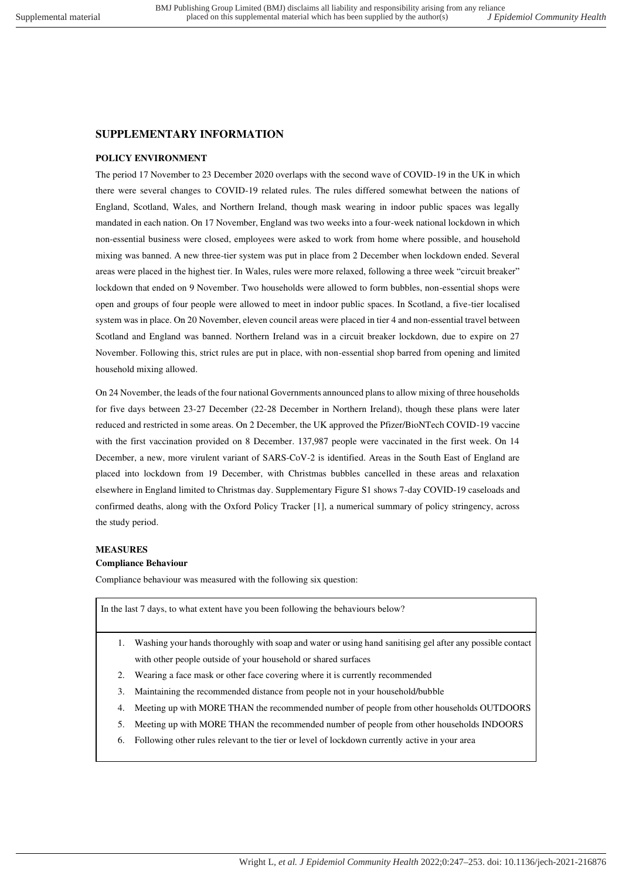# SUPPLEMENTARY INFORMATION

## POLICY ENVIRONMENT

The period 17 November to 23 December 2020 overlaps with the second wave of COVID-19 in the UK in which there were several changes to COVID-19 related rules. The rules differed somewhat between the nations of England, Scotland, Wales, and Northern Ireland, though mask wearing in indoor public spaces was legally mandated in each nation. On 17 November, England was two weeks into a four-week national lockdown in which non-essential business were closed, employees were asked to work from home where possible, and household mixing was banned. A new three-tier system was put in place from 2 December when lockdown ended. Several areas were placed in the highest tier. In Wales, rules were more relaxed, following a three week "circuit breaker" lockdown that ended on 9 November. Two households were allowed to form bubbles, non-essential shops were open and groups of four people were allowed to meet in indoor public spaces. In Scotland, a five-tier localised system was in place. On 20 November, eleven council areas were placed in tier 4 and non-essential travel between Scotland and England was banned. Northern Ireland was in a circuit breaker lockdown, due to expire on 27 November. Following this, strict rules are put in place, with non-essential shop barred from opening and limited household mixing allowed.

On 24 November, the leads of the four national Governments announced plans to allow mixing of three households for five days between 23-27 December (22-28 December in Northern Ireland), though these plans were later reduced and restricted in some areas. On 2 December, the UK approved the Pfizer/BioNTech COVID-19 vaccine with the first vaccination provided on 8 December. 137,987 people were vaccinated in the first week. On 14 December, a new, more virulent variant of SARS-CoV-2 is identified. Areas in the South East of England are placed into lockdown from 19 December, with Christmas bubbles cancelled in these areas and relaxation elsewhere in England limited to Christmas day. Supplementary Figure S1 shows 7-day COVID-19 caseloads and confirmed deaths, along with the Oxford Policy Tracker [1], a numerical summary of policy stringency, across the study period.

## MEASURES

### Compliance Behaviour

Compliance behaviour was measured with the following six question:

In the last 7 days, to what extent have you been following the behaviours below?

1. Washing your hands thoroughly with soap and water or using hand sanitising gel after any possible contact with other people outside of your household or shared surfaces
2. Wearing a face mask or other face covering where it is currently recommended
3. Maintaining the recommended distance from people not in your household/bubble
4. Meeting up with MORE THAN the recommended number of people from other households OUTDOORS
5. Meeting up with MORE THAN the recommended number of people from other households INDOORS
6. Following other rules relevant to the tier or level of lockdown currently active in your area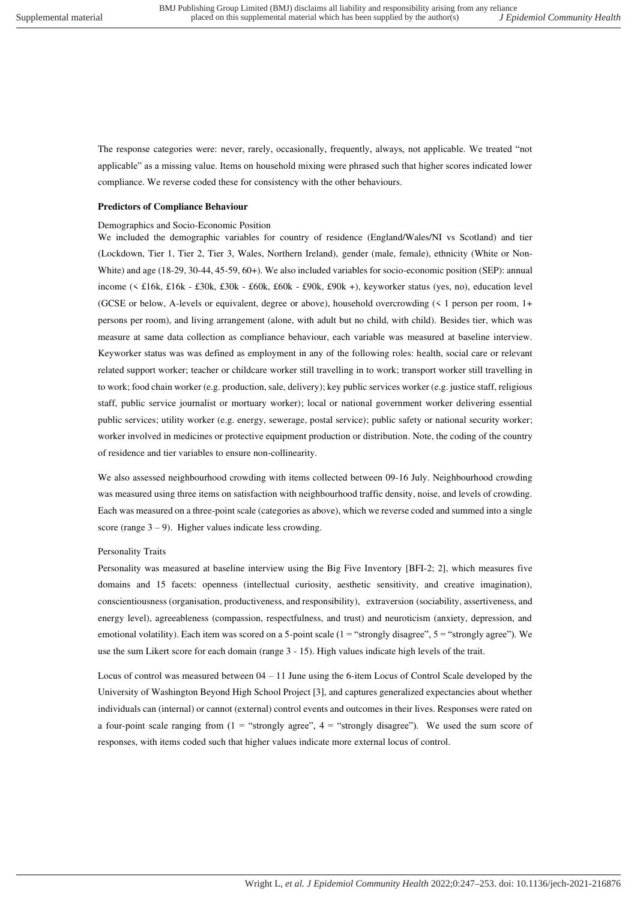The response categories were: never, rarely, occasionally, frequently, always, not applicable. We treated "not applicable" as a missing value. Items on household mixing were phrased such that higher scores indicated lower compliance. We reverse coded these for consistency with the other behaviours.

**Predictors of Compliance Behaviour**

Demographics and Socio-Economic Position

We included the demographic variables for country of residence (England/Wales/NI vs Scotland) and tier (Lockdown, Tier 1, Tier 2, Tier 3, Wales, Northern Ireland), gender (male, female), ethnicity (White or Non-White) and age (18-29, 30-44, 45-59, 60+). We also included variables for socio-economic position (SEP): annual income (< £16k, £16k - £30k, £30k - £60k, £60k - £90k, £90k +), keyworker status (yes, no), education level (GCSE or below, A-levels or equivalent, degree or above), household overcrowding (< 1 person per room, 1+ persons per room), and living arrangement (alone, with adult but no child, with child). Besides tier, which was measure at same data collection as compliance behaviour, each variable was measured at baseline interview. Keyworker status was was defined as employment in any of the following roles: health, social care or relevant related support worker; teacher or childcare worker still travelling in to work; transport worker still travelling in to work; food chain worker (e.g. production, sale, delivery); key public services worker (e.g. justice staff, religious staff, public service journalist or mortuary worker); local or national government worker delivering essential public services; utility worker (e.g. energy, sewerage, postal service); public safety or national security worker; worker involved in medicines or protective equipment production or distribution. Note, the coding of the country of residence and tier variables to ensure non-collinearity.

We also assessed neighbourhood crowding with items collected between 09-16 July. Neighbourhood crowding was measured using three items on satisfaction with neighbourhood traffic density, noise, and levels of crowding. Each was measured on a three-point scale (categories as above), which we reverse coded and summed into a single score (range 3 – 9). Higher values indicate less crowding.

Personality Traits

Personality was measured at baseline interview using the Big Five Inventory [BFI-2; 2], which measures five domains and 15 facets: openness (intellectual curiosity, aesthetic sensitivity, and creative imagination), conscientiousness (organisation, productiveness, and responsibility), extraversion (sociability, assertiveness, and energy level), agreeableness (compassion, respectfulness, and trust) and neuroticism (anxiety, depression, and emotional volatility). Each item was scored on a 5-point scale (1 = "strongly disagree", 5 = "strongly agree"). We use the sum Likert score for each domain (range 3 - 15). High values indicate high levels of the trait.

Locus of control was measured between 04 – 11 June using the 6-item Locus of Control Scale developed by the University of Washington Beyond High School Project [3], and captures generalized expectancies about whether individuals can (internal) or cannot (external) control events and outcomes in their lives. Responses were rated on a four-point scale ranging from (1 = "strongly agree", 4 = "strongly disagree"). We used the sum score of responses, with items coded such that higher values indicate more external locus of control.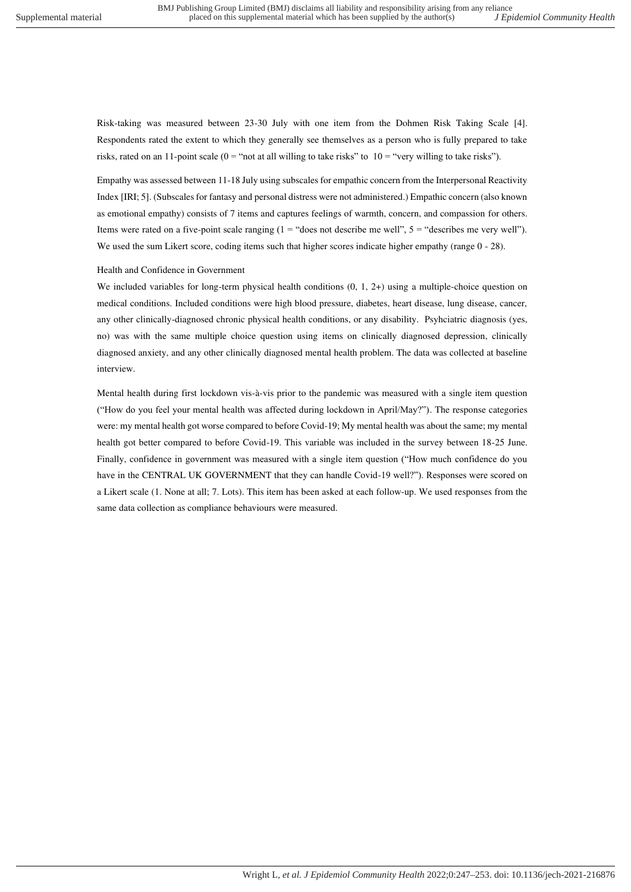Risk-taking was measured between 23-30 July with one item from the Dohmen Risk Taking Scale [4]. Respondents rated the extent to which they generally see themselves as a person who is fully prepared to take risks, rated on an 11-point scale (0 = "not at all willing to take risks" to 10 = "very willing to take risks").

Empathy was assessed between 11-18 July using subscales for empathic concern from the Interpersonal Reactivity Index [IRI; 5]. (Subscales for fantasy and personal distress were not administered.) Empathic concern (also known as emotional empathy) consists of 7 items and captures feelings of warmth, concern, and compassion for others. Items were rated on a five-point scale ranging (1 = "does not describe me well", 5 = "describes me very well"). We used the sum Likert score, coding items such that higher scores indicate higher empathy (range 0 - 28).

Health and Confidence in Government

We included variables for long-term physical health conditions (0, 1, 2+) using a multiple-choice question on medical conditions. Included conditions were high blood pressure, diabetes, heart disease, lung disease, cancer, any other clinically-diagnosed chronic physical health conditions, or any disability. Psyhciatric diagnosis (yes, no) was with the same multiple choice question using items on clinically diagnosed depression, clinically diagnosed anxiety, and any other clinically diagnosed mental health problem. The data was collected at baseline interview.

Mental health during first lockdown vis-à-vis prior to the pandemic was measured with a single item question ("How do you feel your mental health was affected during lockdown in April/May?"). The response categories were: my mental health got worse compared to before Covid-19; My mental health was about the same; my mental health got better compared to before Covid-19. This variable was included in the survey between 18-25 June. Finally, confidence in government was measured with a single item question ("How much confidence do you have in the CENTRAL UK GOVERNMENT that they can handle Covid-19 well?"). Responses were scored on a Likert scale (1. None at all; 7. Lots). This item has been asked at each follow-up. We used responses from the same data collection as compliance behaviours were measured.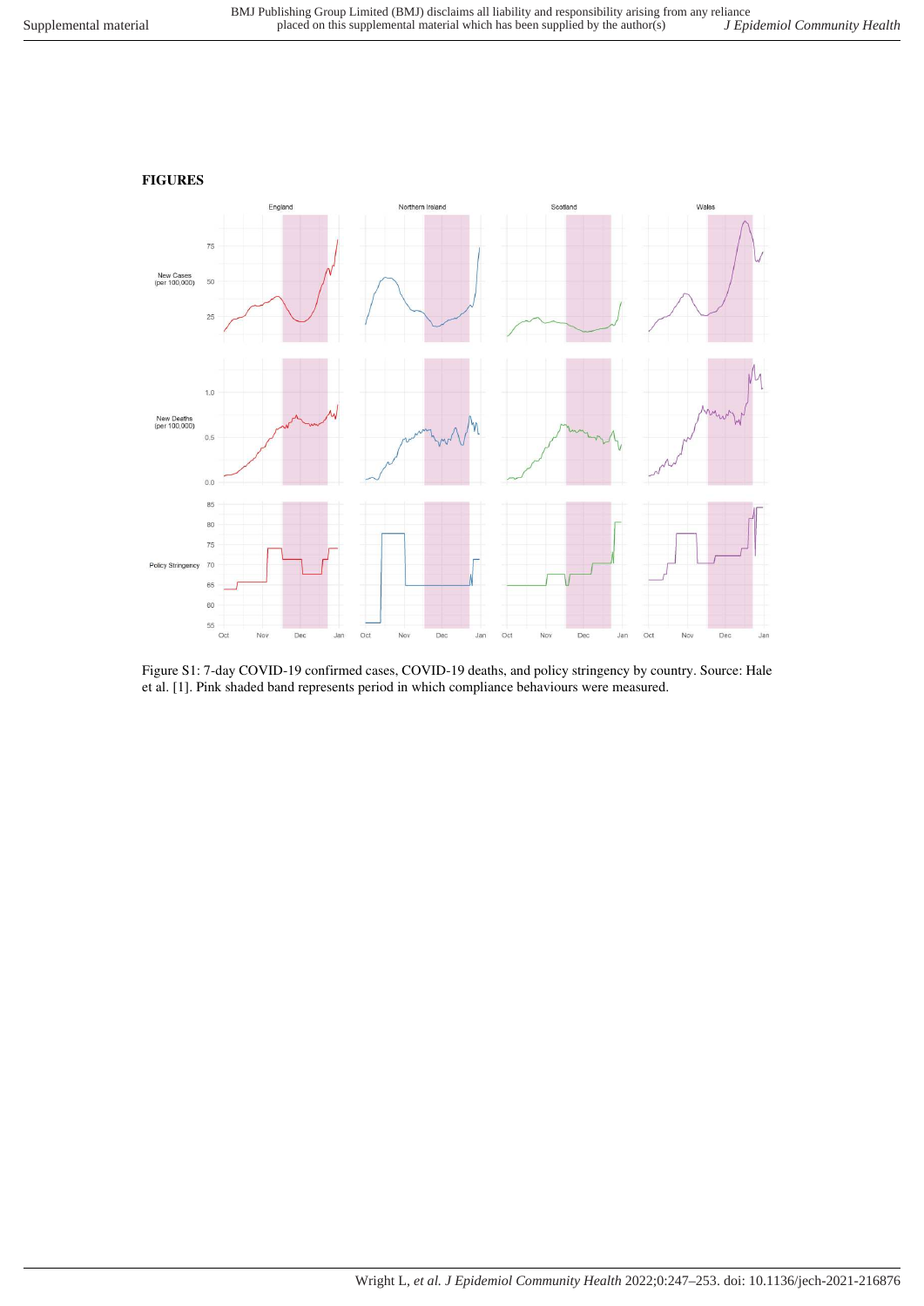**FIGURES**

Figure S1: 7-day COVID-19 confirmed cases, COVID-19 deaths, and policy stringency by country. Source: Hale et al. [1]. Pink shaded band represents period in which compliance behaviours were measured.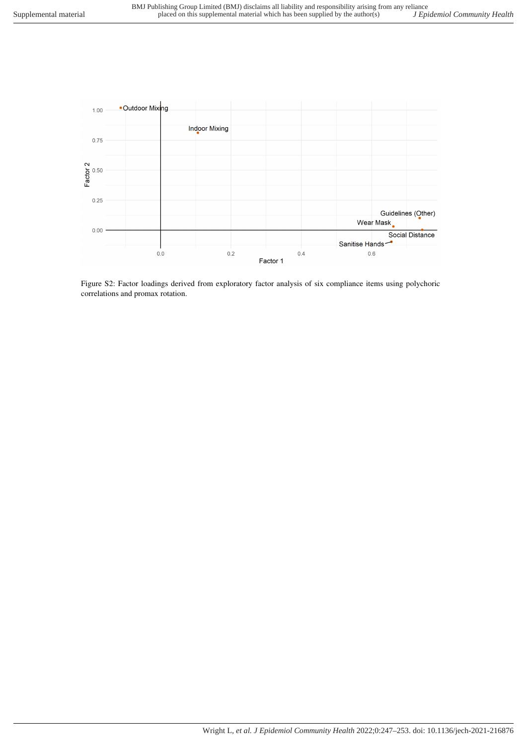Figure S2: Factor loadings derived from exploratory factor analysis of six compliance items using polychoric correlations and promax rotation.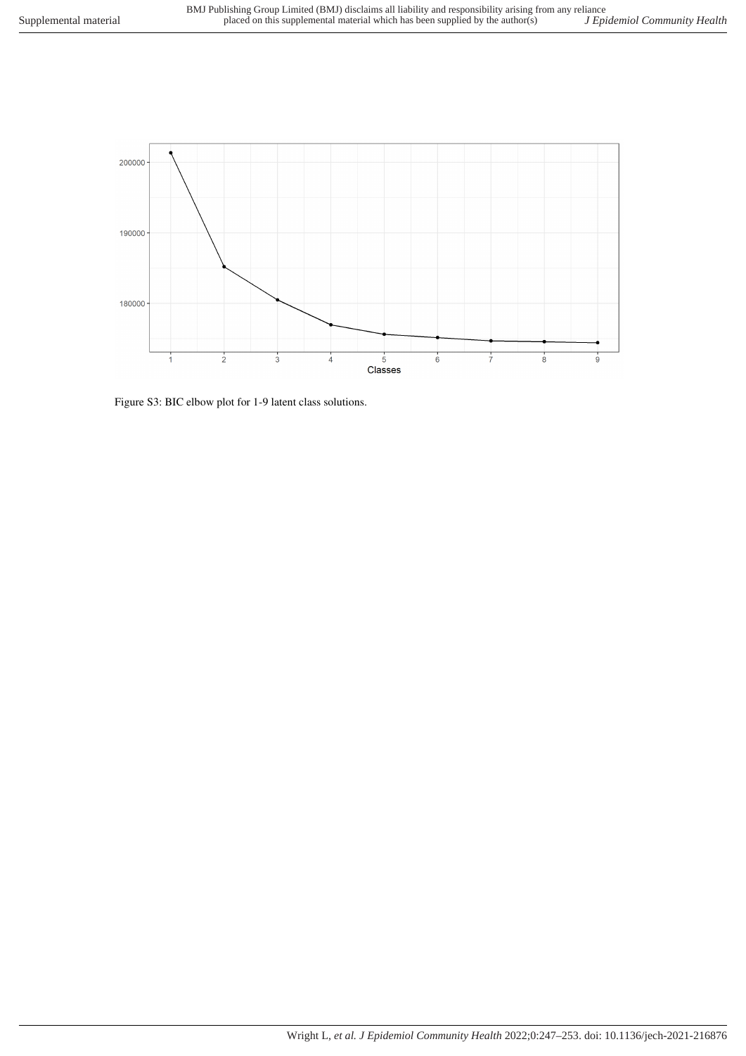Figure S3: BIC elbow plot for 1-9 latent class solutions.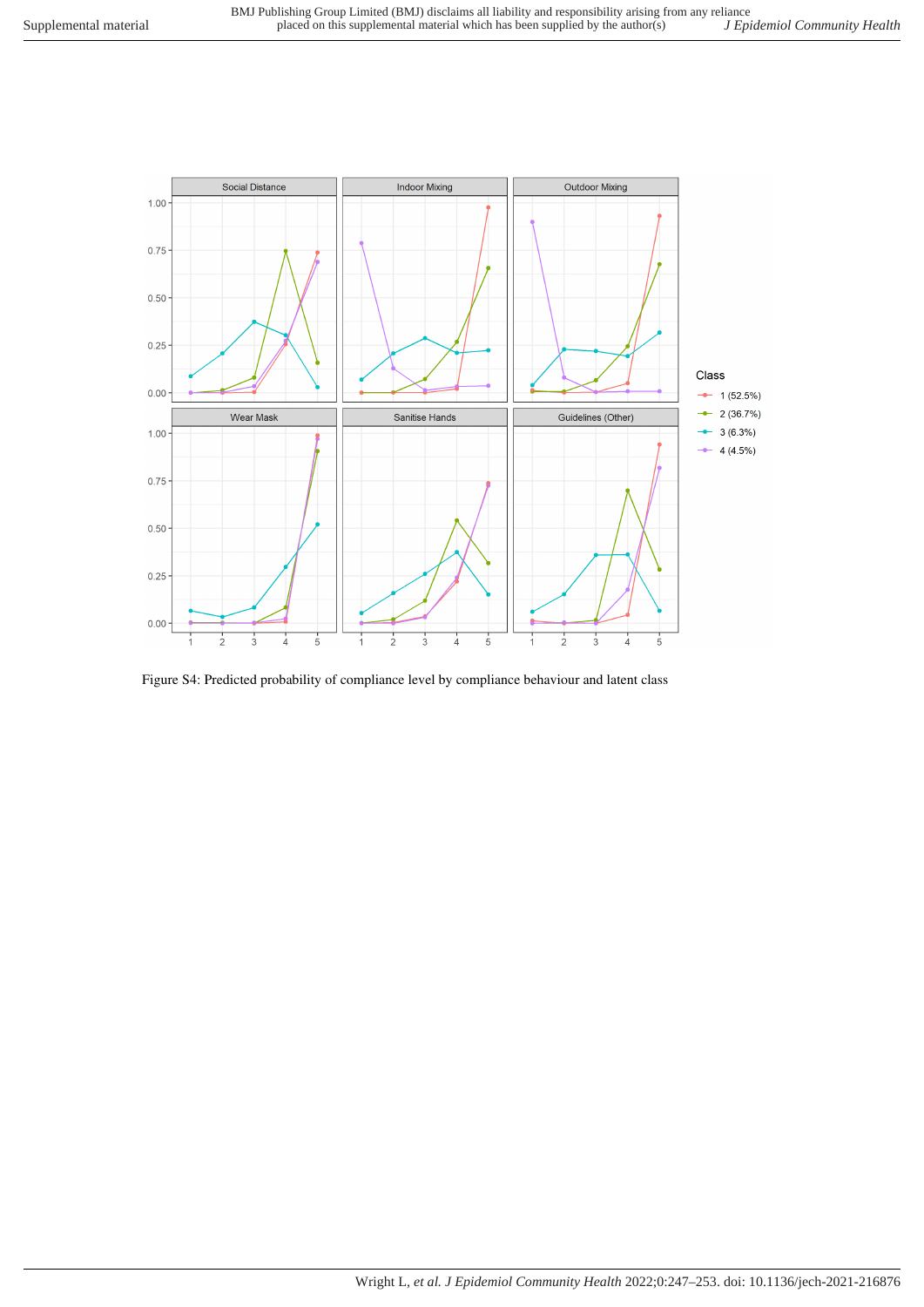Figure S4: Predicted probability of compliance level by compliance behaviour and latent class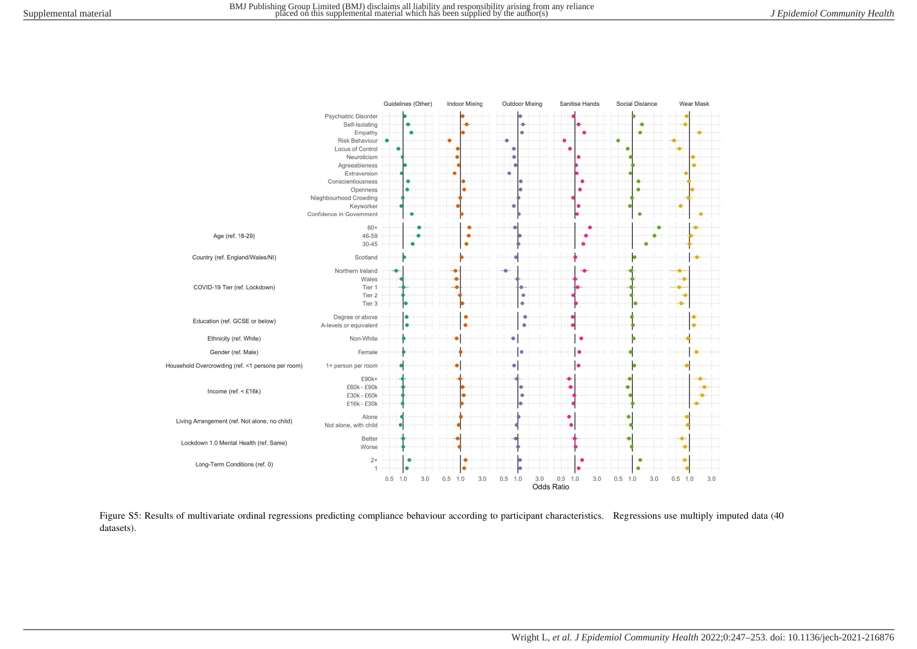Figure S5: Results of multivariate ordinal regressions predicting compliance behaviour according to participant characteristics. Regressions use multiply imputed data (40 datasets).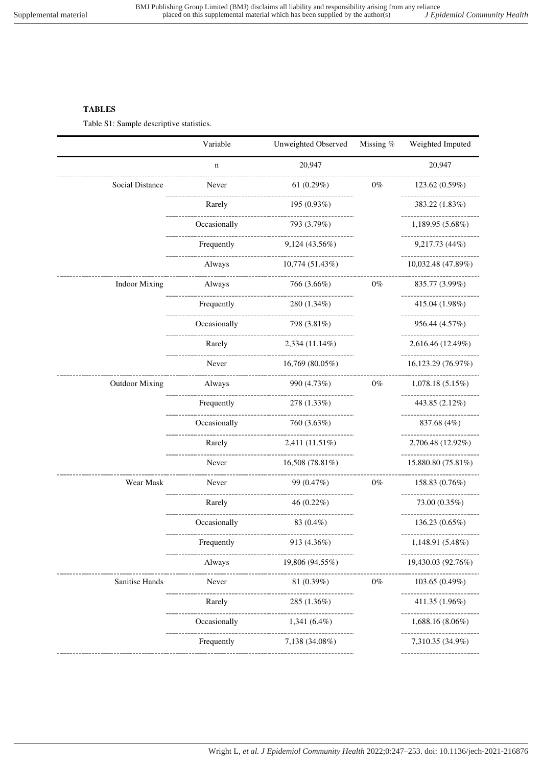**TABLES**

Table S1: Sample descriptive statistics.

| | Variable | Unweighted Observed | Missing % | Weighted Imputed |
|---|---|---|---|---|
| | n | 20,947 | | 20,947 |
| Social Distance | Never | 61 (0.29%) | 0% | 123.62 (0.59%) |
| | Rarely | 195 (0.93%) | | 383.22 (1.83%) |
| | Occasionally | 793 (3.79%) | | 1,189.95 (5.68%) |
| | Frequently | 9,124 (43.56%) | | 9,217.73 (44%) |
| | Always | 10,774 (51.43%) | | 10,032.48 (47.89%) |
| Indoor Mixing | Always | 766 (3.66%) | 0% | 835.77 (3.99%) |
| | Frequently | 280 (1.34%) | | 415.04 (1.98%) |
| | Occasionally | 798 (3.81%) | | 956.44 (4.57%) |
| | Rarely | 2,334 (11.14%) | | 2,616.46 (12.49%) |
| | Never | 16,769 (80.05%) | | 16,123.29 (76.97%) |
| Outdoor Mixing | Always | 990 (4.73%) | 0% | 1,078.18 (5.15%) |
| | Frequently | 278 (1.33%) | | 443.85 (2.12%) |
| | Occasionally | 760 (3.63%) | | 837.68 (4%) |
| | Rarely | 2,411 (11.51%) | | 2,706.48 (12.92%) |
| | Never | 16,508 (78.81%) | | 15,880.80 (75.81%) |
| Wear Mask | Never | 99 (0.47%) | 0% | 158.83 (0.76%) |
| | Rarely | 46 (0.22%) | | 73.00 (0.35%) |
| | Occasionally | 83 (0.4%) | | 136.23 (0.65%) |
| | Frequently | 913 (4.36%) | | 1,148.91 (5.48%) |
| | Always | 19,806 (94.55%) | | 19,430.03 (92.76%) |
| Sanitise Hands | Never | 81 (0.39%) | 0% | 103.65 (0.49%) |
| | Rarely | 285 (1.36%) | | 411.35 (1.96%) |
| | Occasionally | 1,341 (6.4%) | | 1,688.16 (8.06%) |
| | Frequently | 7,138 (34.08%) | | 7,310.35 (34.9%) |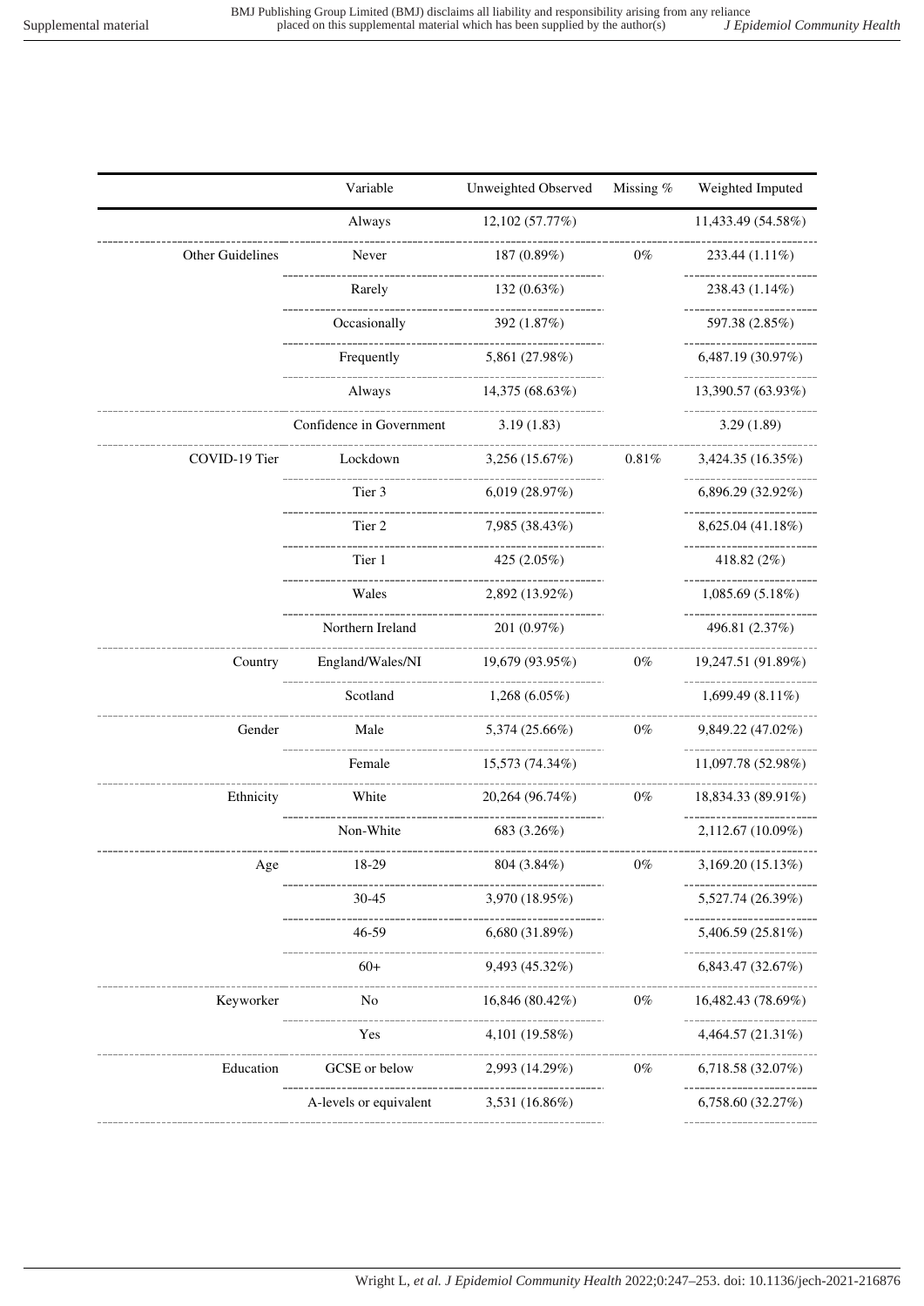| | Variable | Unweighted Observed | Missing % | Weighted Imputed |
|---|---|---|---|---|
| | Always | 12,102 (57.77%) | | 11,433.49 (54.58%) |
| Other Guidelines | Never | 187 (0.89%) | 0% | 233.44 (1.11%) |
| | Rarely | 132 (0.63%) | | 238.43 (1.14%) |
| | Occasionally | 392 (1.87%) | | 597.38 (2.85%) |
| | Frequently | 5,861 (27.98%) | | 6,487.19 (30.97%) |
| | Always | 14,375 (68.63%) | | 13,390.57 (63.93%) |
| | Confidence in Government | 3.19 (1.83) | | 3.29 (1.89) |
| COVID-19 Tier | Lockdown | 3,256 (15.67%) | 0.81% | 3,424.35 (16.35%) |
| | Tier 3 | 6,019 (28.97%) | | 6,896.29 (32.92%) |
| | Tier 2 | 7,985 (38.43%) | | 8,625.04 (41.18%) |
| | Tier 1 | 425 (2.05%) | | 418.82 (2%) |
| | Wales | 2,892 (13.92%) | | 1,085.69 (5.18%) |
| | Northern Ireland | 201 (0.97%) | | 496.81 (2.37%) |
| Country | England/Wales/NI | 19,679 (93.95%) | 0% | 19,247.51 (91.89%) |
| | Scotland | 1,268 (6.05%) | | 1,699.49 (8.11%) |
| Gender | Male | 5,374 (25.66%) | 0% | 9,849.22 (47.02%) |
| | Female | 15,573 (74.34%) | | 11,097.78 (52.98%) |
| Ethnicity | White | 20,264 (96.74%) | 0% | 18,834.33 (89.91%) |
| | Non-White | 683 (3.26%) | | 2,112.67 (10.09%) |
| Age | 18-29 | 804 (3.84%) | 0% | 3,169.20 (15.13%) |
| | 30-45 | 3,970 (18.95%) | | 5,527.74 (26.39%) |
| | 46-59 | 6,680 (31.89%) | | 5,406.59 (25.81%) |
| | 60+ | 9,493 (45.32%) | | 6,843.47 (32.67%) |
| Keyworker | No | 16,846 (80.42%) | 0% | 16,482.43 (78.69%) |
| | Yes | 4,101 (19.58%) | | 4,464.57 (21.31%) |
| Education | GCSE or below | 2,993 (14.29%) | 0% | 6,718.58 (32.07%) |
| | A-levels or equivalent | 3,531 (16.86%) | | 6,758.60 (32.27%) |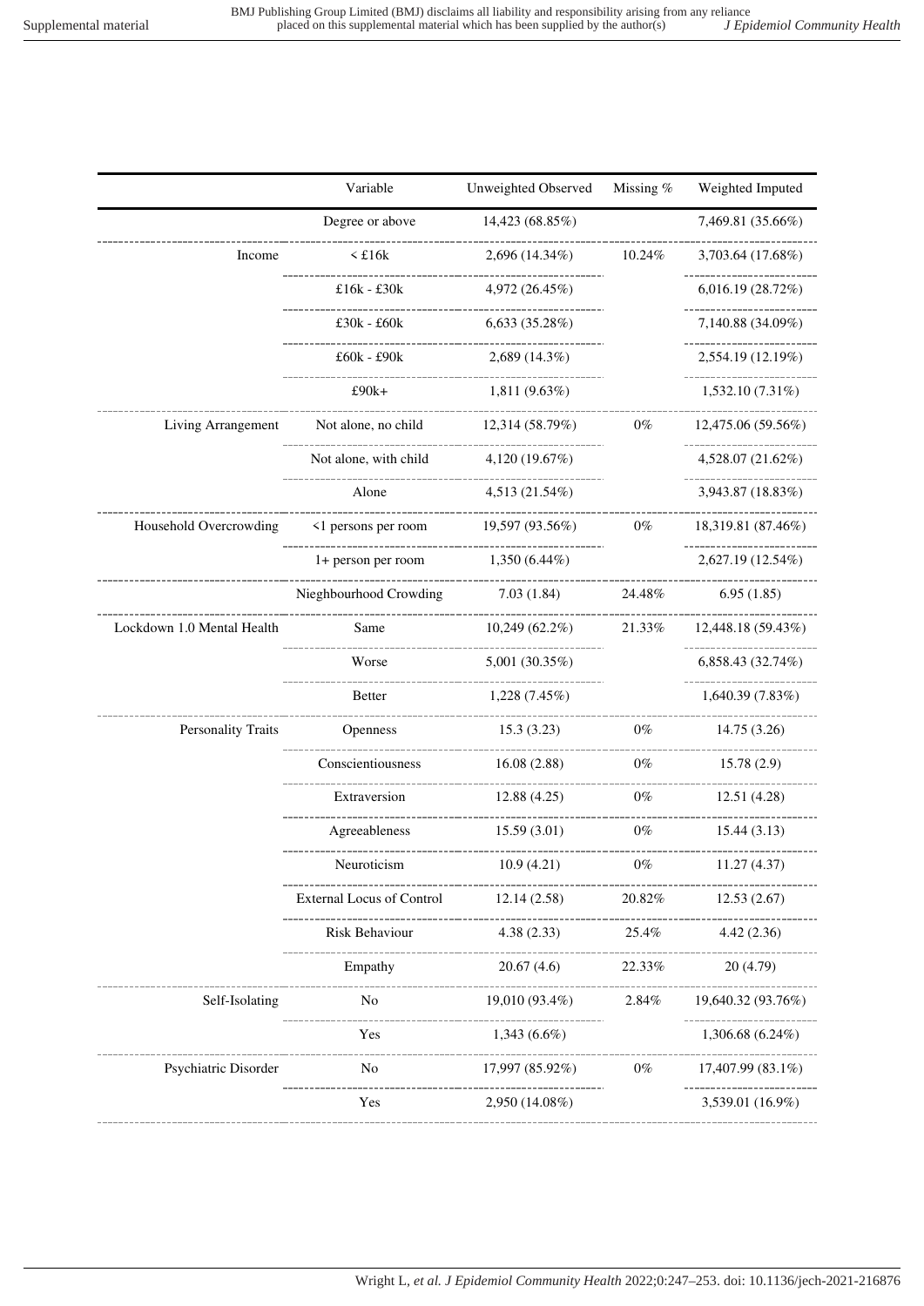| | Variable | Unweighted Observed | Missing % | Weighted Imputed |
|---|---|---|---|---|
| | Degree or above | 14,423 (68.85%) | | 7,469.81 (35.66%) |
| Income | < £16k | 2,696 (14.34%) | 10.24% | 3,703.64 (17.68%) |
| | £16k - £30k | 4,972 (26.45%) | | 6,016.19 (28.72%) |
| | £30k - £60k | 6,633 (35.28%) | | 7,140.88 (34.09%) |
| | £60k - £90k | 2,689 (14.3%) | | 2,554.19 (12.19%) |
| | £90k+ | 1,811 (9.63%) | | 1,532.10 (7.31%) |
| Living Arrangement | Not alone, no child | 12,314 (58.79%) | 0% | 12,475.06 (59.56%) |
| | Not alone, with child | 4,120 (19.67%) | | 4,528.07 (21.62%) |
| | Alone | 4,513 (21.54%) | | 3,943.87 (18.83%) |
| Household Overcrowding | <1 persons per room | 19,597 (93.56%) | 0% | 18,319.81 (87.46%) |
| | 1+ person per room | 1,350 (6.44%) | | 2,627.19 (12.54%) |
| | Nieghbourhood Crowding | 7.03 (1.84) | 24.48% | 6.95 (1.85) |
| Lockdown 1.0 Mental Health | Same | 10,249 (62.2%) | 21.33% | 12,448.18 (59.43%) |
| | Worse | 5,001 (30.35%) | | 6,858.43 (32.74%) |
| | Better | 1,228 (7.45%) | | 1,640.39 (7.83%) |
| Personality Traits | Openness | 15.3 (3.23) | 0% | 14.75 (3.26) |
| | Conscientiousness | 16.08 (2.88) | 0% | 15.78 (2.9) |
| | Extraversion | 12.88 (4.25) | 0% | 12.51 (4.28) |
| | Agreeableness | 15.59 (3.01) | 0% | 15.44 (3.13) |
| | Neuroticism | 10.9 (4.21) | 0% | 11.27 (4.37) |
| | External Locus of Control | 12.14 (2.58) | 20.82% | 12.53 (2.67) |
| | Risk Behaviour | 4.38 (2.33) | 25.4% | 4.42 (2.36) |
| | Empathy | 20.67 (4.6) | 22.33% | 20 (4.79) |
| Self-Isolating | No | 19,010 (93.4%) | 2.84% | 19,640.32 (93.76%) |
| | Yes | 1,343 (6.6%) | | 1,306.68 (6.24%) |
| Psychiatric Disorder | No | 17,997 (85.92%) | 0% | 17,407.99 (83.1%) |
| | Yes | 2,950 (14.08%) | | 3,539.01 (16.9%) |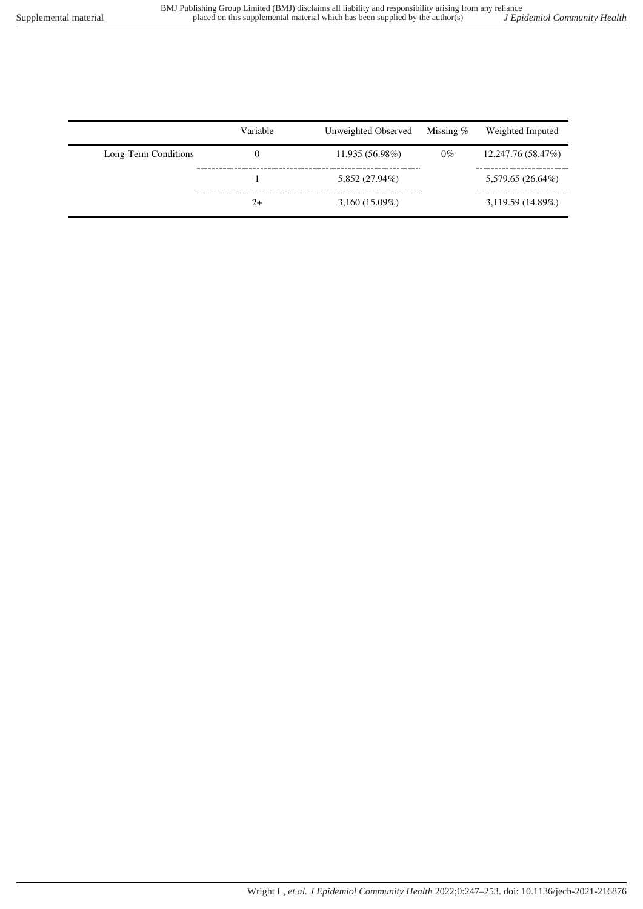| | Variable | Unweighted Observed | Missing % | Weighted Imputed |
|---|---|---|---|---|
| Long-Term Conditions | 0 | 11,935 (56.98%) | 0% | 12,247.76 (58.47%) |
| | 1 | 5,852 (27.94%) | | 5,579.65 (26.64%) |
| | 2+ | 3,160 (15.09%) | | 3,119.59 (14.89%) |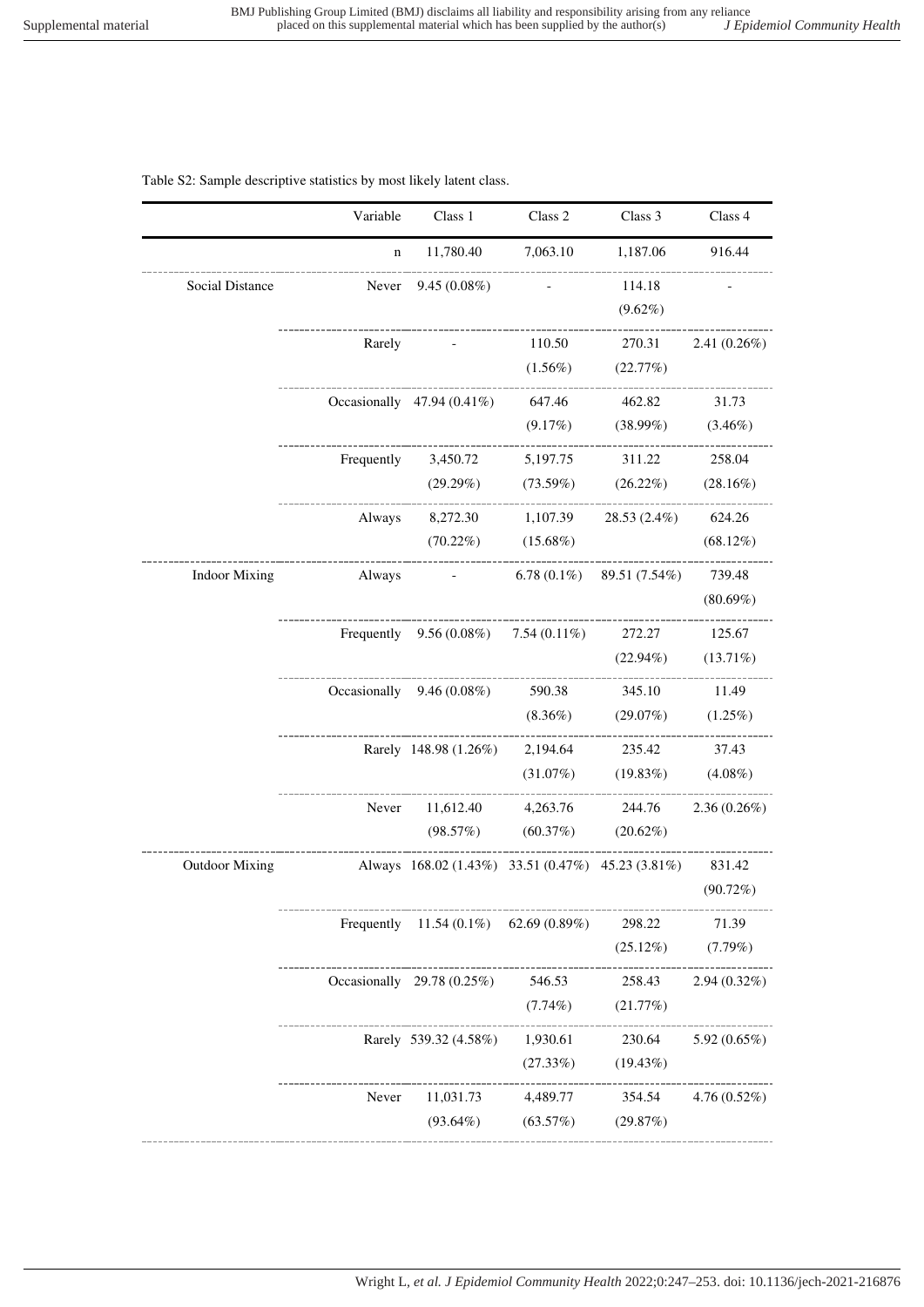Table S2: Sample descriptive statistics by most likely latent class.

| | Variable | Class 1 | Class 2 | Class 3 | Class 4 |
|---|---|---|---|---|---|
| | n | 11,780.40 | 7,063.10 | 1,187.06 | 916.44 |
| Social Distance | Never | 9.45 (0.08%) | - | 114.18 (9.62%) | - |
| | Rarely | - | 110.50 (1.56%) | 270.31 (22.77%) | 2.41 (0.26%) |
| | Occasionally | 47.94 (0.41%) | 647.46 (9.17%) | 462.82 (38.99%) | 31.73 (3.46%) |
| | Frequently | 3,450.72 (29.29%) | 5,197.75 (73.59%) | 311.22 (26.22%) | 258.04 (28.16%) |
| | Always | 8,272.30 (70.22%) | 1,107.39 (15.68%) | 28.53 (2.4%) | 624.26 (68.12%) |
| Indoor Mixing | Always | - | 6.78 (0.1%) | 89.51 (7.54%) | 739.48 (80.69%) |
| | Frequently | 9.56 (0.08%) | 7.54 (0.11%) | 272.27 (22.94%) | 125.67 (13.71%) |
| | Occasionally | 9.46 (0.08%) | 590.38 (8.36%) | 345.10 (29.07%) | 11.49 (1.25%) |
| | Rarely | 148.98 (1.26%) | 2,194.64 (31.07%) | 235.42 (19.83%) | 37.43 (4.08%) |
| | Never | 11,612.40 (98.57%) | 4,263.76 (60.37%) | 244.76 (20.62%) | 2.36 (0.26%) |
| Outdoor Mixing | Always | 168.02 (1.43%) | 33.51 (0.47%) | 45.23 (3.81%) | 831.42 (90.72%) |
| | Frequently | 11.54 (0.1%) | 62.69 (0.89%) | 298.22 (25.12%) | 71.39 (7.79%) |
| | Occasionally | 29.78 (0.25%) | 546.53 (7.74%) | 258.43 (21.77%) | 2.94 (0.32%) |
| | Rarely | 539.32 (4.58%) | 1,930.61 (27.33%) | 230.64 (19.43%) | 5.92 (0.65%) |
| | Never | 11,031.73 (93.64%) | 4,489.77 (63.57%) | 354.54 (29.87%) | 4.76 (0.52%) |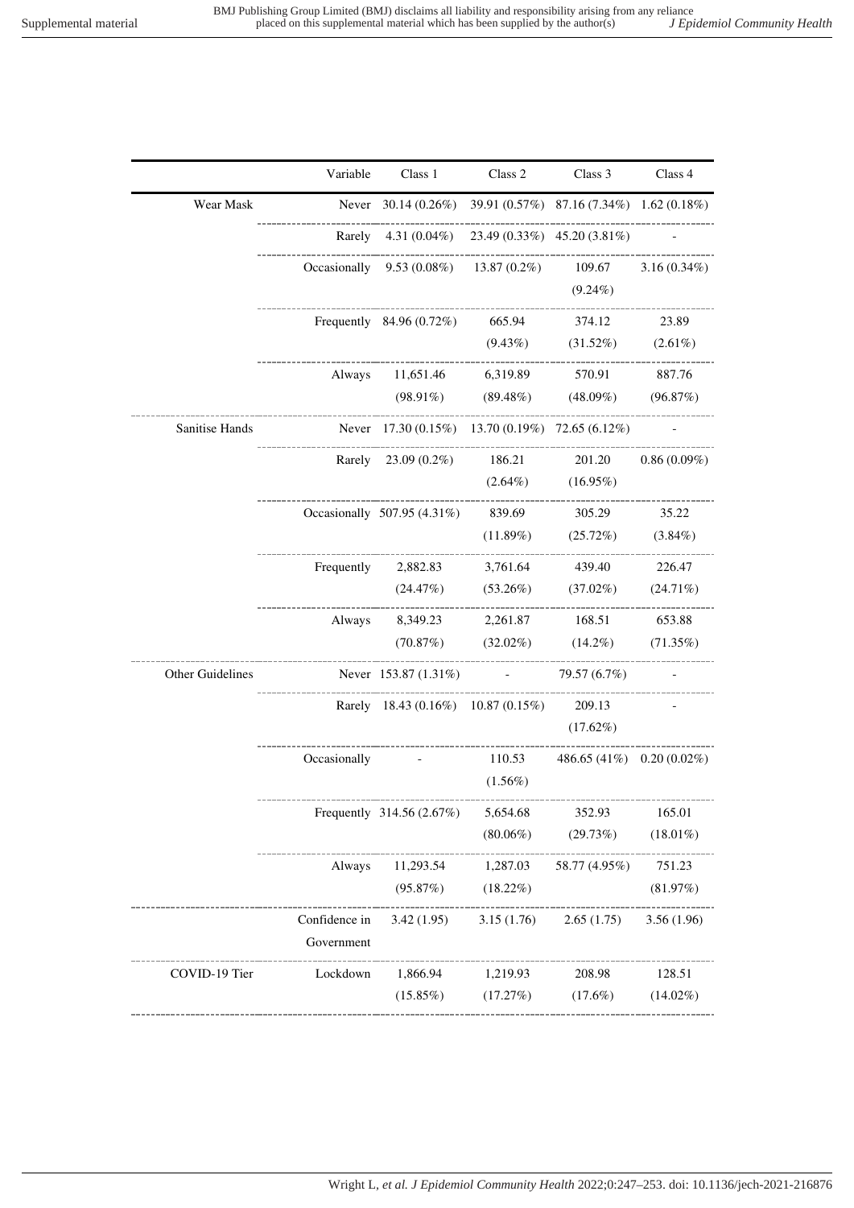| | Variable | Class 1 | Class 2 | Class 3 | Class 4 |
|---|---|---|---|---|---|
| Wear Mask | Never | 30.14 (0.26%) | 39.91 (0.57%) | 87.16 (7.34%) | 1.62 (0.18%) |
| | Rarely | 4.31 (0.04%) | 23.49 (0.33%) | 45.20 (3.81%) | - |
| | Occasionally | 9.53 (0.08%) | 13.87 (0.2%) | 109.67 (9.24%) | 3.16 (0.34%) |
| | Frequently | 84.96 (0.72%) | 665.94 (9.43%) | 374.12 (31.52%) | 23.89 (2.61%) |
| | Always | 11,651.46 (98.91%) | 6,319.89 (89.48%) | 570.91 (48.09%) | 887.76 (96.87%) |
| Sanitise Hands | Never | 17.30 (0.15%) | 13.70 (0.19%) | 72.65 (6.12%) | - |
| | Rarely | 23.09 (0.2%) | 186.21 (2.64%) | 201.20 (16.95%) | 0.86 (0.09%) |
| | Occasionally | 507.95 (4.31%) | 839.69 (11.89%) | 305.29 (25.72%) | 35.22 (3.84%) |
| | Frequently | 2,882.83 (24.47%) | 3,761.64 (53.26%) | 439.40 (37.02%) | 226.47 (24.71%) |
| | Always | 8,349.23 (70.87%) | 2,261.87 (32.02%) | 168.51 (14.2%) | 653.88 (71.35%) |
| Other Guidelines | Never | 153.87 (1.31%) | - | 79.57 (6.7%) | - |
| | Rarely | 18.43 (0.16%) | 10.87 (0.15%) | 209.13 (17.62%) | - |
| | Occasionally | - | 110.53 (1.56%) | 486.65 (41%) | 0.20 (0.02%) |
| | Frequently | 314.56 (2.67%) | 5,654.68 (80.06%) | 352.93 (29.73%) | 165.01 (18.01%) |
| | Always | 11,293.54 (95.87%) | 1,287.03 (18.22%) | 58.77 (4.95%) | 751.23 (81.97%) |
| | Confidence in Government | 3.42 (1.95) | 3.15 (1.76) | 2.65 (1.75) | 3.56 (1.96) |
| COVID-19 Tier | Lockdown | 1,866.94 (15.85%) | 1,219.93 (17.27%) | 208.98 (17.6%) | 128.51 (14.02%) |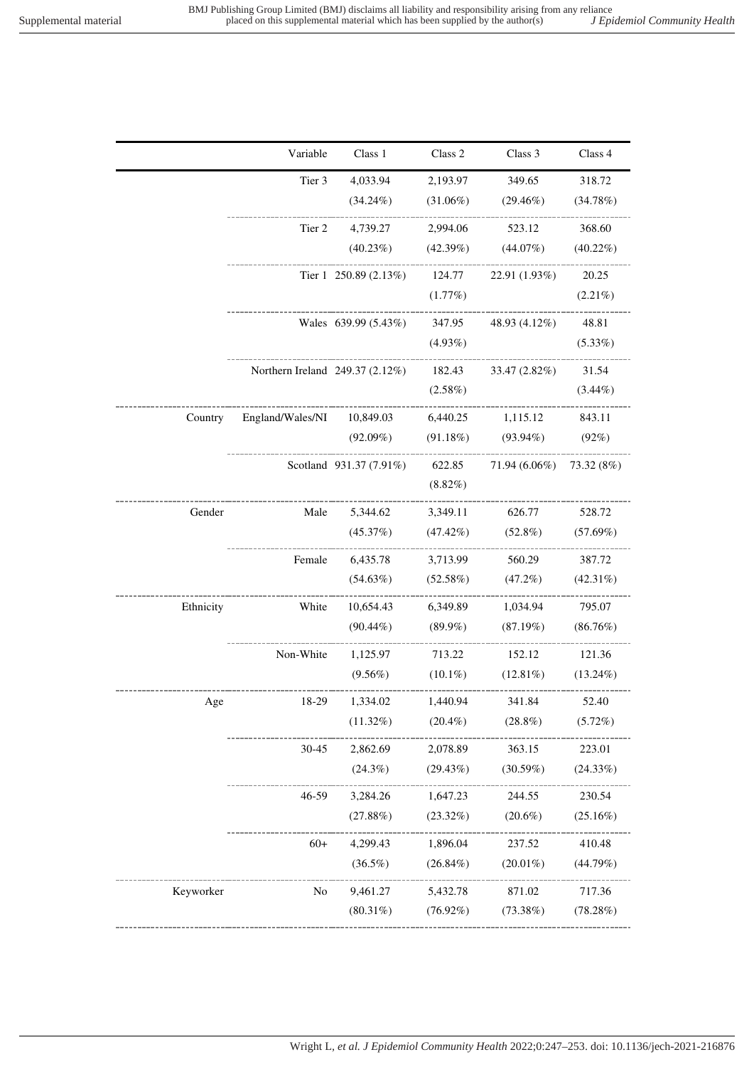| | Variable | Class 1 | Class 2 | Class 3 | Class 4 |
|---|---|---|---|---|---|
| | Tier 3 | 4,033.94 (34.24%) | 2,193.97 (31.06%) | 349.65 (29.46%) | 318.72 (34.78%) |
| | Tier 2 | 4,739.27 (40.23%) | 2,994.06 (42.39%) | 523.12 (44.07%) | 368.60 (40.22%) |
| | Tier 1 | 250.89 (2.13%) | 124.77 (1.77%) | 22.91 (1.93%) | 20.25 (2.21%) |
| | Wales | 639.99 (5.43%) | 347.95 (4.93%) | 48.93 (4.12%) | 48.81 (5.33%) |
| | Northern Ireland | 249.37 (2.12%) | 182.43 (2.58%) | 33.47 (2.82%) | 31.54 (3.44%) |
| Country | England/Wales/NI | 10,849.03 (92.09%) | 6,440.25 (91.18%) | 1,115.12 (93.94%) | 843.11 (92%) |
| | Scotland | 931.37 (7.91%) | 622.85 (8.82%) | 71.94 (6.06%) | 73.32 (8%) |
| Gender | Male | 5,344.62 (45.37%) | 3,349.11 (47.42%) | 626.77 (52.8%) | 528.72 (57.69%) |
| | Female | 6,435.78 (54.63%) | 3,713.99 (52.58%) | 560.29 (47.2%) | 387.72 (42.31%) |
| Ethnicity | White | 10,654.43 (90.44%) | 6,349.89 (89.9%) | 1,034.94 (87.19%) | 795.07 (86.76%) |
| | Non-White | 1,125.97 (9.56%) | 713.22 (10.1%) | 152.12 (12.81%) | 121.36 (13.24%) |
| Age | 18-29 | 1,334.02 (11.32%) | 1,440.94 (20.4%) | 341.84 (28.8%) | 52.40 (5.72%) |
| | 30-45 | 2,862.69 (24.3%) | 2,078.89 (29.43%) | 363.15 (30.59%) | 223.01 (24.33%) |
| | 46-59 | 3,284.26 (27.88%) | 1,647.23 (23.32%) | 244.55 (20.6%) | 230.54 (25.16%) |
| | 60+ | 4,299.43 (36.5%) | 1,896.04 (26.84%) | 237.52 (20.01%) | 410.48 (44.79%) |
| Keyworker | No | 9,461.27 (80.31%) | 5,432.78 (76.92%) | 871.02 (73.38%) | 717.36 (78.28%) |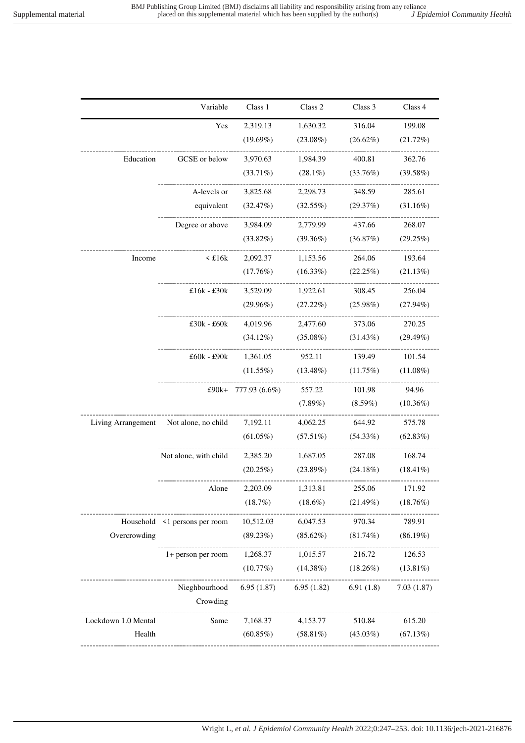| | Variable | Class 1 | Class 2 | Class 3 | Class 4 |
|---|---|---|---|---|---|
| | Yes | 2,319.13 (19.69%) | 1,630.32 (23.08%) | 316.04 (26.62%) | 199.08 (21.72%) |
| Education | GCSE or below | 3,970.63 (33.71%) | 1,984.39 (28.1%) | 400.81 (33.76%) | 362.76 (39.58%) |
| | A-levels or equivalent | 3,825.68 (32.47%) | 2,298.73 (32.55%) | 348.59 (29.37%) | 285.61 (31.16%) |
| | Degree or above | 3,984.09 (33.82%) | 2,779.99 (39.36%) | 437.66 (36.87%) | 268.07 (29.25%) |
| Income | < £16k | 2,092.37 (17.76%) | 1,153.56 (16.33%) | 264.06 (22.25%) | 193.64 (21.13%) |
| | £16k - £30k | 3,529.09 (29.96%) | 1,922.61 (27.22%) | 308.45 (25.98%) | 256.04 (27.94%) |
| | £30k - £60k | 4,019.96 (34.12%) | 2,477.60 (35.08%) | 373.06 (31.43%) | 270.25 (29.49%) |
| | £60k - £90k | 1,361.05 (11.55%) | 952.11 (13.48%) | 139.49 (11.75%) | 101.54 (11.08%) |
| | £90k+ | 777.93 (6.6%) | 557.22 (7.89%) | 101.98 (8.59%) | 94.96 (10.36%) |
| Living Arrangement | Not alone, no child | 7,192.11 (61.05%) | 4,062.25 (57.51%) | 644.92 (54.33%) | 575.78 (62.83%) |
| | Not alone, with child | 2,385.20 (20.25%) | 1,687.05 (23.89%) | 287.08 (24.18%) | 168.74 (18.41%) |
| | Alone | 2,203.09 (18.7%) | 1,313.81 (18.6%) | 255.06 (21.49%) | 171.92 (18.76%) |
| Household Overcrowding | <1 persons per room | 10,512.03 (89.23%) | 6,047.53 (85.62%) | 970.34 (81.74%) | 789.91 (86.19%) |
| | 1+ person per room | 1,268.37 (10.77%) | 1,015.57 (14.38%) | 216.72 (18.26%) | 126.53 (13.81%) |
| | Nieghbourhood Crowding | 6.95 (1.87) | 6.95 (1.82) | 6.91 (1.8) | 7.03 (1.87) |
| Lockdown 1.0 Mental Health | Same | 7,168.37 (60.85%) | 4,153.77 (58.81%) | 510.84 (43.03%) | 615.20 (67.13%) |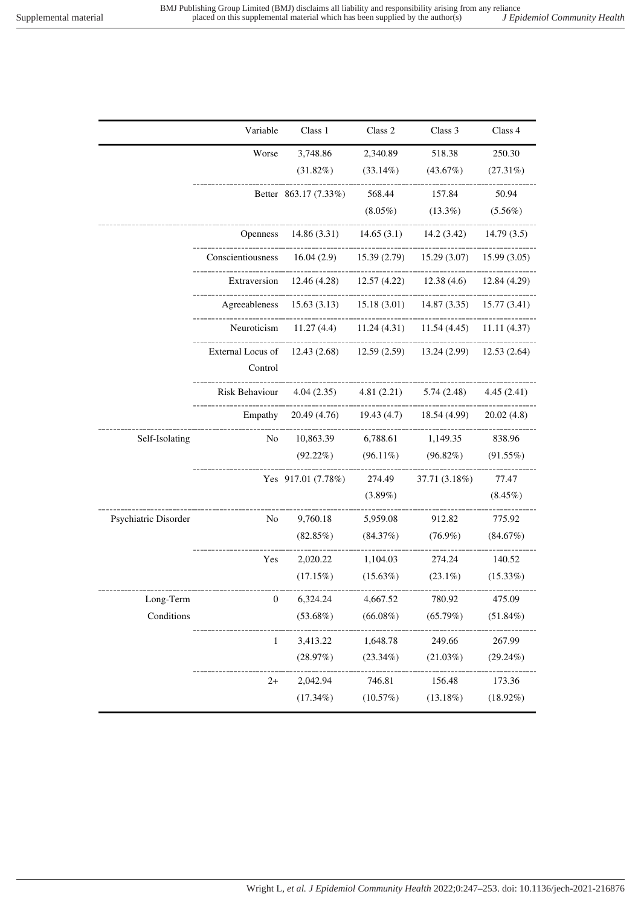| | Variable | Class 1 | Class 2 | Class 3 | Class 4 |
|---|---|---|---|---|---|
| | Worse | 3,748.86 (31.82%) | 2,340.89 (33.14%) | 518.38 (43.67%) | 250.30 (27.31%) |
| | Better | 863.17 (7.33%) | 568.44 (8.05%) | 157.84 (13.3%) | 50.94 (5.56%) |
| | Openness | 14.86 (3.31) | 14.65 (3.1) | 14.2 (3.42) | 14.79 (3.5) |
| | Conscientiousness | 16.04 (2.9) | 15.39 (2.79) | 15.29 (3.07) | 15.99 (3.05) |
| | Extraversion | 12.46 (4.28) | 12.57 (4.22) | 12.38 (4.6) | 12.84 (4.29) |
| | Agreeableness | 15.63 (3.13) | 15.18 (3.01) | 14.87 (3.35) | 15.77 (3.41) |
| | Neuroticism | 11.27 (4.4) | 11.24 (4.31) | 11.54 (4.45) | 11.11 (4.37) |
| | External Locus of Control | 12.43 (2.68) | 12.59 (2.59) | 13.24 (2.99) | 12.53 (2.64) |
| | Risk Behaviour | 4.04 (2.35) | 4.81 (2.21) | 5.74 (2.48) | 4.45 (2.41) |
| | Empathy | 20.49 (4.76) | 19.43 (4.7) | 18.54 (4.99) | 20.02 (4.8) |
| Self-Isolating | No | 10,863.39 (92.22%) | 6,788.61 (96.11%) | 1,149.35 (96.82%) | 838.96 (91.55%) |
| | Yes | 917.01 (7.78%) | 274.49 (3.89%) | 37.71 (3.18%) | 77.47 (8.45%) |
| Psychiatric Disorder | No | 9,760.18 (82.85%) | 5,959.08 (84.37%) | 912.82 (76.9%) | 775.92 (84.67%) |
| | Yes | 2,020.22 (17.15%) | 1,104.03 (15.63%) | 274.24 (23.1%) | 140.52 (15.33%) |
| Long-Term Conditions | 0 | 6,324.24 (53.68%) | 4,667.52 (66.08%) | 780.92 (65.79%) | 475.09 (51.84%) |
| | 1 | 3,413.22 (28.97%) | 1,648.78 (23.34%) | 249.66 (21.03%) | 267.99 (29.24%) |
| | 2+ | 2,042.94 (17.34%) | 746.81 (10.57%) | 156.48 (13.18%) | 173.36 (18.92%) |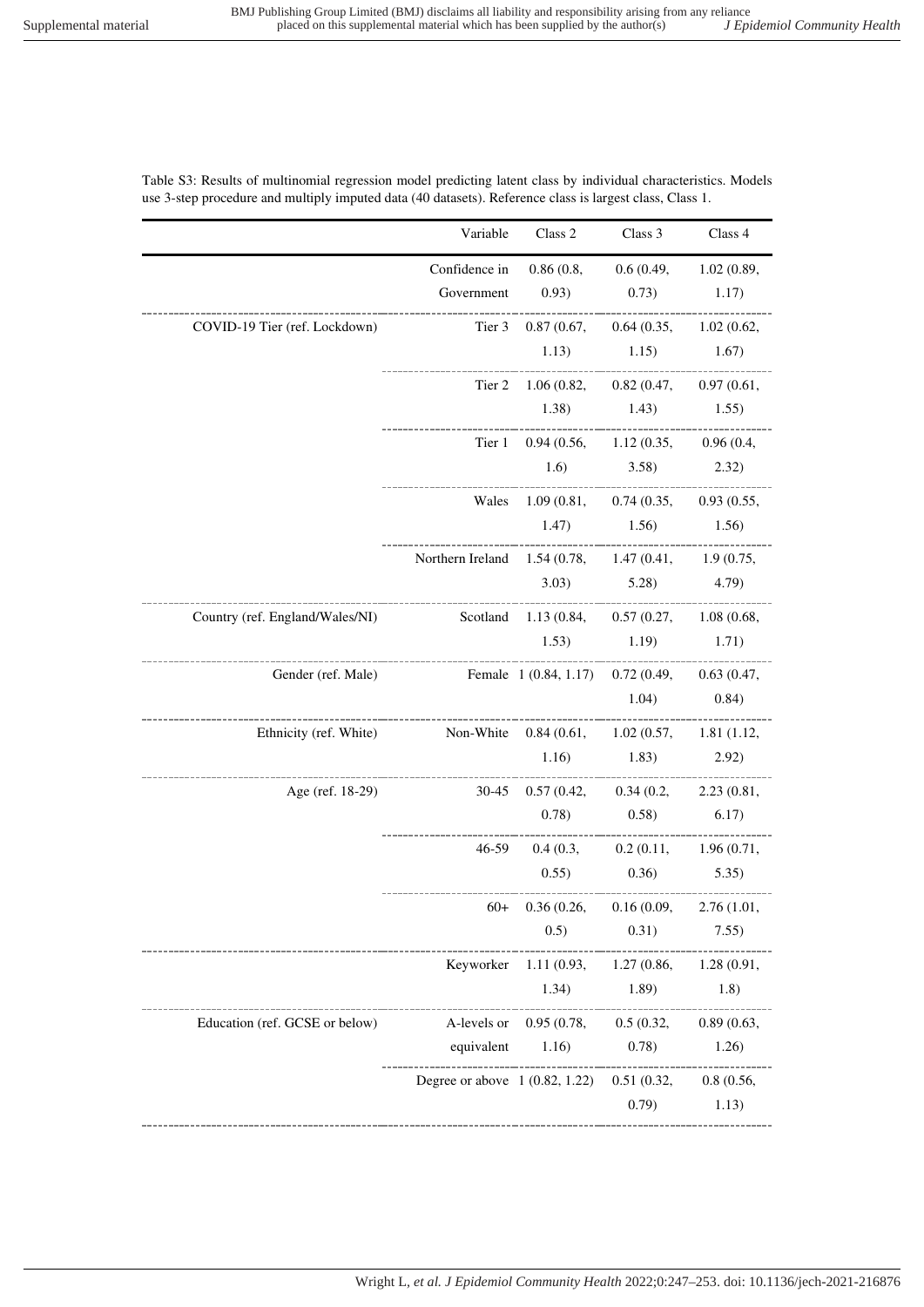Table S3: Results of multinomial regression model predicting latent class by individual characteristics. Models use 3-step procedure and multiply imputed data (40 datasets). Reference class is largest class, Class 1.

| | Variable | Class 2 | Class 3 | Class 4 |
|---|---|---|---|---|
| | Confidence in Government | 0.86 (0.8, 0.93) | 0.6 (0.49, 0.73) | 1.02 (0.89, 1.17) |
| COVID-19 Tier (ref. Lockdown) | Tier 3 | 0.87 (0.67, 1.13) | 0.64 (0.35, 1.15) | 1.02 (0.62, 1.67) |
| | Tier 2 | 1.06 (0.82, 1.38) | 0.82 (0.47, 1.43) | 0.97 (0.61, 1.55) |
| | Tier 1 | 0.94 (0.56, 1.6) | 1.12 (0.35, 3.58) | 0.96 (0.4, 2.32) |
| | Wales | 1.09 (0.81, 1.47) | 0.74 (0.35, 1.56) | 0.93 (0.55, 1.56) |
| | Northern Ireland | 1.54 (0.78, 3.03) | 1.47 (0.41, 5.28) | 1.9 (0.75, 4.79) |
| Country (ref. England/Wales/NI) | Scotland | 1.13 (0.84, 1.53) | 0.57 (0.27, 1.19) | 1.08 (0.68, 1.71) |
| Gender (ref. Male) | Female | 1 (0.84, 1.17) | 0.72 (0.49, 1.04) | 0.63 (0.47, 0.84) |
| Ethnicity (ref. White) | Non-White | 0.84 (0.61, 1.16) | 1.02 (0.57, 1.83) | 1.81 (1.12, 2.92) |
| Age (ref. 18-29) | 30-45 | 0.57 (0.42, 0.78) | 0.34 (0.2, 0.58) | 2.23 (0.81, 6.17) |
| | 46-59 | 0.4 (0.3, 0.55) | 0.2 (0.11, 0.36) | 1.96 (0.71, 5.35) |
| | 60+ | 0.36 (0.26, 0.5) | 0.16 (0.09, 0.31) | 2.76 (1.01, 7.55) |
| | Keyworker | 1.11 (0.93, 1.34) | 1.27 (0.86, 1.89) | 1.28 (0.91, 1.8) |
| Education (ref. GCSE or below) | A-levels or equivalent | 0.95 (0.78, 1.16) | 0.5 (0.32, 0.78) | 0.89 (0.63, 1.26) |
| | Degree or above | 1 (0.82, 1.22) | 0.51 (0.32, 0.79) | 0.8 (0.56, 1.13) |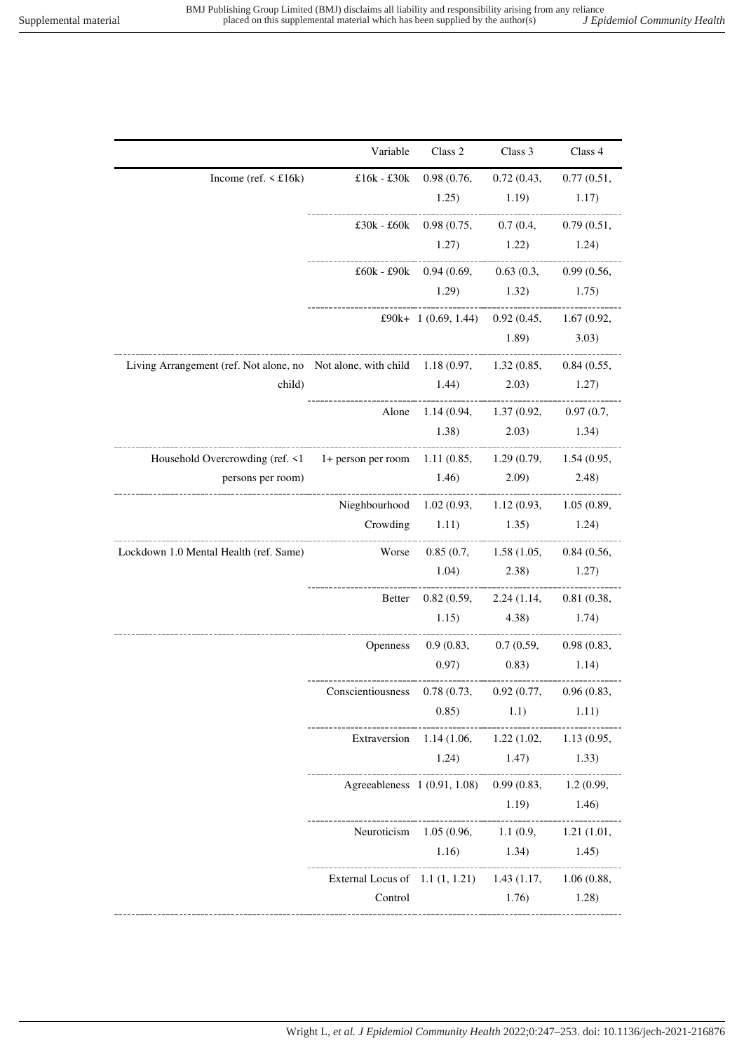| | Variable | Class 2 | Class 3 | Class 4 |
|---|---|---|---|---|
| Income (ref. < £16k) | £16k - £30k | 0.98 (0.76, 1.25) | 0.72 (0.43, 1.19) | 0.77 (0.51, 1.17) |
| | £30k - £60k | 0.98 (0.75, 1.27) | 0.7 (0.4, 1.22) | 0.79 (0.51, 1.24) |
| | £60k - £90k | 0.94 (0.69, 1.29) | 0.63 (0.3, 1.32) | 0.99 (0.56, 1.75) |
| | £90k+ | 1 (0.69, 1.44) | 0.92 (0.45, 1.89) | 1.67 (0.92, 3.03) |
| Living Arrangement (ref. Not alone, no child) | Not alone, with child | 1.18 (0.97, 1.44) | 1.32 (0.85, 2.03) | 0.84 (0.55, 1.27) |
| | Alone | 1.14 (0.94, 1.38) | 1.37 (0.92, 2.03) | 0.97 (0.7, 1.34) |
| Household Overcrowding (ref. <1 persons per room) | 1+ person per room | 1.11 (0.85, 1.46) | 1.29 (0.79, 2.09) | 1.54 (0.95, 2.48) |
| | Nieghbourhood Crowding | 1.02 (0.93, 1.11) | 1.12 (0.93, 1.35) | 1.05 (0.89, 1.24) |
| Lockdown 1.0 Mental Health (ref. Same) | Worse | 0.85 (0.7, 1.04) | 1.58 (1.05, 2.38) | 0.84 (0.56, 1.27) |
| | Better | 0.82 (0.59, 1.15) | 2.24 (1.14, 4.38) | 0.81 (0.38, 1.74) |
| | Openness | 0.9 (0.83, 0.97) | 0.7 (0.59, 0.83) | 0.98 (0.83, 1.14) |
| | Conscientiousness | 0.78 (0.73, 0.85) | 0.92 (0.77, 1.1) | 0.96 (0.83, 1.11) |
| | Extraversion | 1.14 (1.06, 1.24) | 1.22 (1.02, 1.47) | 1.13 (0.95, 1.33) |
| | Agreeableness | 1 (0.91, 1.08) | 0.99 (0.83, 1.19) | 1.2 (0.99, 1.46) |
| | Neuroticism | 1.05 (0.96, 1.16) | 1.1 (0.9, 1.34) | 1.21 (1.01, 1.45) |
| | External Locus of Control | 1.1 (1, 1.21) | 1.43 (1.17, 1.76) | 1.06 (0.88, 1.28) |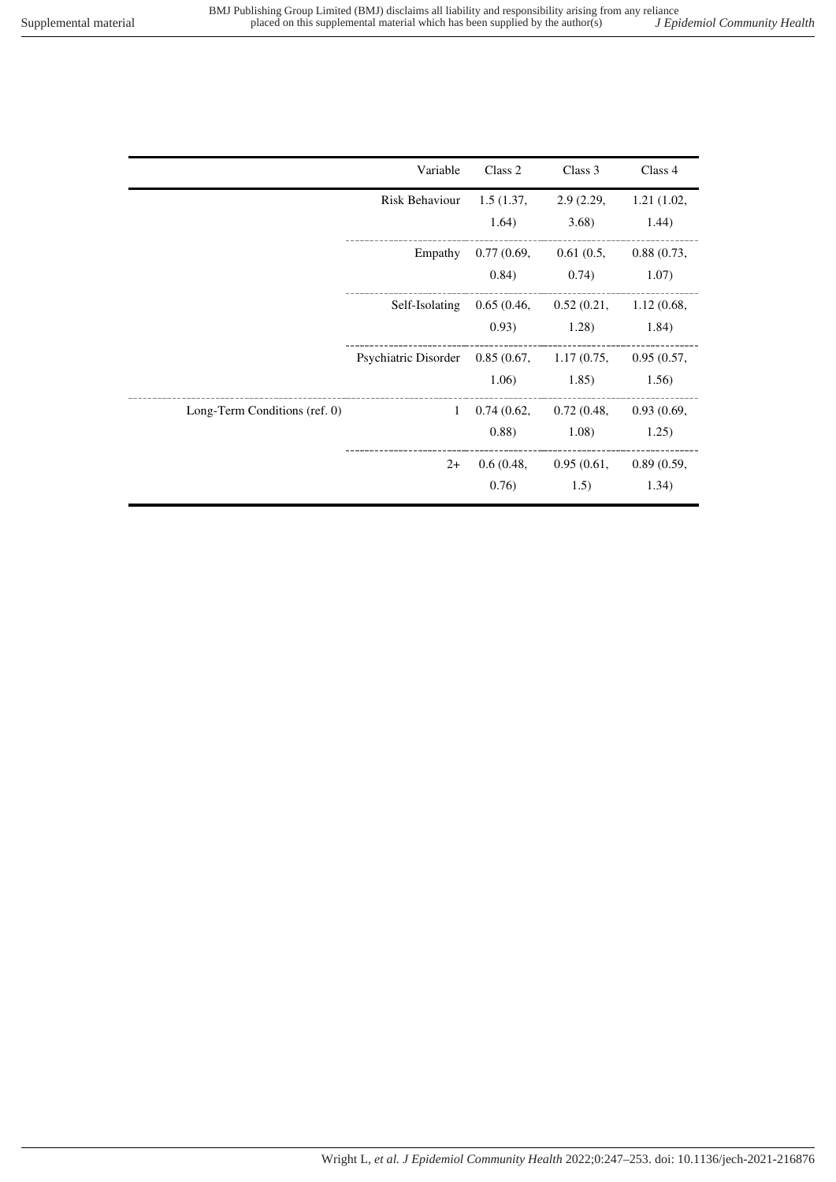| | Variable | Class 2 | Class 3 | Class 4 |
|---|---|---|---|---|
| | Risk Behaviour | 1.5 (1.37, 1.64) | 2.9 (2.29, 3.68) | 1.21 (1.02, 1.44) |
| | Empathy | 0.77 (0.69, 0.84) | 0.61 (0.5, 0.74) | 0.88 (0.73, 1.07) |
| | Self-Isolating | 0.65 (0.46, 0.93) | 0.52 (0.21, 1.28) | 1.12 (0.68, 1.84) |
| | Psychiatric Disorder | 0.85 (0.67, 1.06) | 1.17 (0.75, 1.85) | 0.95 (0.57, 1.56) |
| Long-Term Conditions (ref. 0) | 1 | 0.74 (0.62, 0.88) | 0.72 (0.48, 1.08) | 0.93 (0.69, 1.25) |
| | 2+ | 0.6 (0.48, 0.76) | 0.95 (0.61, 1.5) | 0.89 (0.59, 1.34) |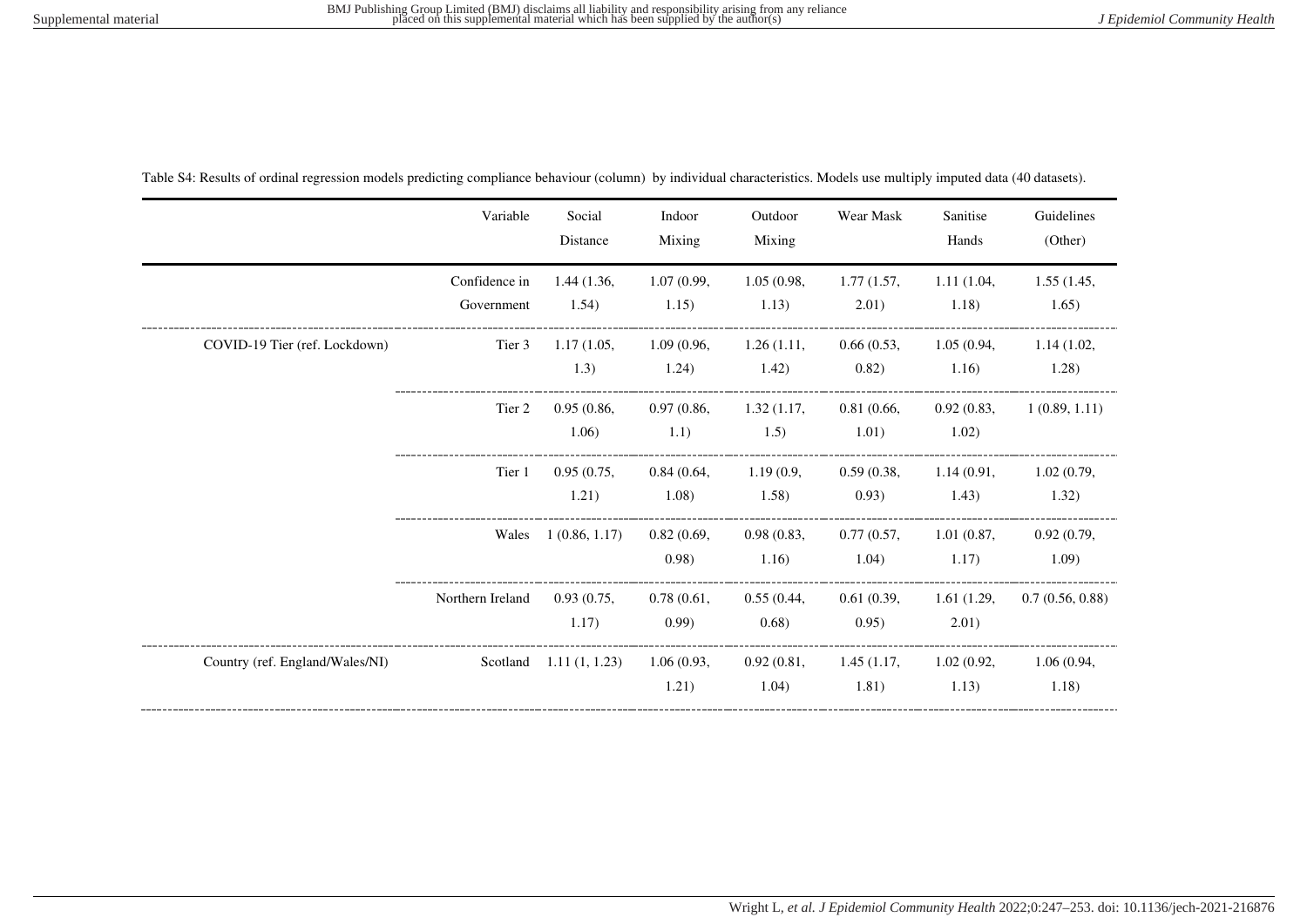Table S4: Results of ordinal regression models predicting compliance behaviour (column) by individual characteristics. Models use multiply imputed data (40 datasets).

| | Variable | Social Distance | Indoor Mixing | Outdoor Mixing | Wear Mask | Sanitise Hands | Guidelines (Other) |
|---|---|---|---|---|---|---|---|
| | Confidence in Government | 1.44 (1.36, 1.54) | 1.07 (0.99, 1.15) | 1.05 (0.98, 1.13) | 1.77 (1.57, 2.01) | 1.11 (1.04, 1.18) | 1.55 (1.45, 1.65) |
| COVID-19 Tier (ref. Lockdown) | Tier 3 | 1.17 (1.05, 1.3) | 1.09 (0.96, 1.24) | 1.26 (1.11, 1.42) | 0.66 (0.53, 0.82) | 1.05 (0.94, 1.16) | 1.14 (1.02, 1.28) |
| | Tier 2 | 0.95 (0.86, 1.06) | 0.97 (0.86, 1.1) | 1.32 (1.17, 1.5) | 0.81 (0.66, 1.01) | 0.92 (0.83, 1.02) | 1 (0.89, 1.11) |
| | Tier 1 | 0.95 (0.75, 1.21) | 0.84 (0.64, 1.08) | 1.19 (0.9, 1.58) | 0.59 (0.38, 0.93) | 1.14 (0.91, 1.43) | 1.02 (0.79, 1.32) |
| | Wales | 1 (0.86, 1.17) | 0.82 (0.69, 0.98) | 0.98 (0.83, 1.16) | 0.77 (0.57, 1.04) | 1.01 (0.87, 1.17) | 0.92 (0.79, 1.09) |
| | Northern Ireland | 0.93 (0.75, 1.17) | 0.78 (0.61, 0.99) | 0.55 (0.44, 0.68) | 0.61 (0.39, 0.95) | 1.61 (1.29, 2.01) | 0.7 (0.56, 0.88) |
| Country (ref. England/Wales/NI) | Scotland | 1.11 (1, 1.23) | 1.06 (0.93, 1.21) | 0.92 (0.81, 1.04) | 1.45 (1.17, 1.81) | 1.02 (0.92, 1.13) | 1.06 (0.94, 1.18) |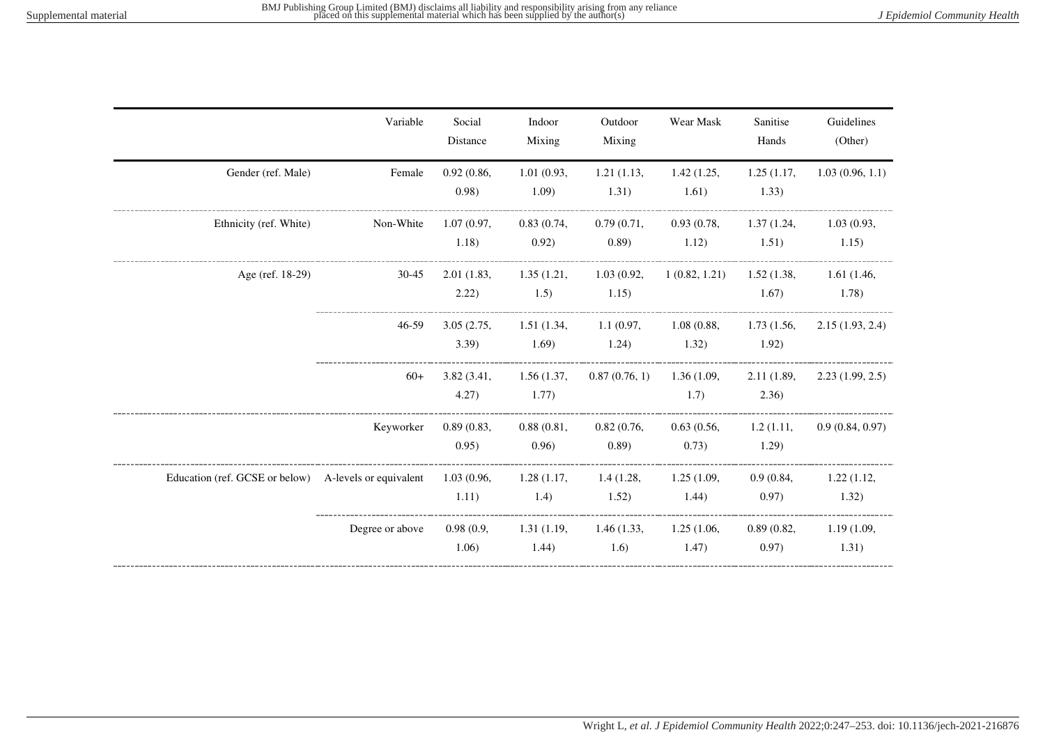| | Variable | Social Distance | Indoor Mixing | Outdoor Mixing | Wear Mask | Sanitise Hands | Guidelines (Other) |
|---|---|---|---|---|---|---|---|
| Gender (ref. Male) | Female | 0.92 (0.86, 0.98) | 1.01 (0.93, 1.09) | 1.21 (1.13, 1.31) | 1.42 (1.25, 1.61) | 1.25 (1.17, 1.33) | 1.03 (0.96, 1.1) |
| Ethnicity (ref. White) | Non-White | 1.07 (0.97, 1.18) | 0.83 (0.74, 0.92) | 0.79 (0.71, 0.89) | 0.93 (0.78, 1.12) | 1.37 (1.24, 1.51) | 1.03 (0.93, 1.15) |
| Age (ref. 18-29) | 30-45 | 2.01 (1.83, 2.22) | 1.35 (1.21, 1.5) | 1.03 (0.92, 1.15) | 1 (0.82, 1.21) | 1.52 (1.38, 1.67) | 1.61 (1.46, 1.78) |
| | 46-59 | 3.05 (2.75, 3.39) | 1.51 (1.34, 1.69) | 1.1 (0.97, 1.24) | 1.08 (0.88, 1.32) | 1.73 (1.56, 1.92) | 2.15 (1.93, 2.4) |
| | 60+ | 3.82 (3.41, 4.27) | 1.56 (1.37, 1.77) | 0.87 (0.76, 1) | 1.36 (1.09, 1.7) | 2.11 (1.89, 2.36) | 2.23 (1.99, 2.5) |
| | Keyworker | 0.89 (0.83, 0.95) | 0.88 (0.81, 0.96) | 0.82 (0.76, 0.89) | 0.63 (0.56, 0.73) | 1.2 (1.11, 1.29) | 0.9 (0.84, 0.97) |
| Education (ref. GCSE or below) | A-levels or equivalent | 1.03 (0.96, 1.11) | 1.28 (1.17, 1.4) | 1.4 (1.28, 1.52) | 1.25 (1.09, 1.44) | 0.9 (0.84, 0.97) | 1.22 (1.12, 1.32) |
| | Degree or above | 0.98 (0.9, 1.06) | 1.31 (1.19, 1.44) | 1.46 (1.33, 1.6) | 1.25 (1.06, 1.47) | 0.89 (0.82, 0.97) | 1.19 (1.09, 1.31) |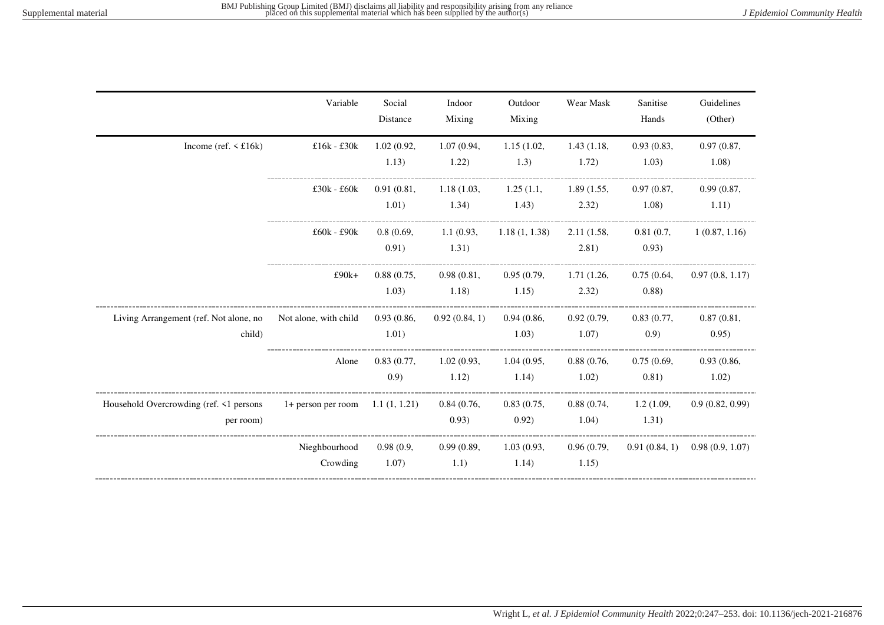|  | Variable | Social Distance | Indoor Mixing | Outdoor Mixing | Wear Mask | Sanitise Hands | Guidelines (Other) |
|---|---|---|---|---|---|---|---|
| Income (ref. < £16k) | £16k - £30k | 1.02 (0.92, 1.13) | 1.07 (0.94, 1.22) | 1.15 (1.02, 1.3) | 1.43 (1.18, 1.72) | 0.93 (0.83, 1.03) | 0.97 (0.87, 1.08) |
|  | £30k - £60k | 0.91 (0.81, 1.01) | 1.18 (1.03, 1.34) | 1.25 (1.1, 1.43) | 1.89 (1.55, 2.32) | 0.97 (0.87, 1.08) | 0.99 (0.87, 1.11) |
|  | £60k - £90k | 0.8 (0.69, 0.91) | 1.1 (0.93, 1.31) | 1.18 (1, 1.38) | 2.11 (1.58, 2.81) | 0.81 (0.7, 0.93) | 1 (0.87, 1.16) |
|  | £90k+ | 0.88 (0.75, 1.03) | 0.98 (0.81, 1.18) | 0.95 (0.79, 1.15) | 1.71 (1.26, 2.32) | 0.75 (0.64, 0.88) | 0.97 (0.8, 1.17) |
| Living Arrangement (ref. Not alone, no child) | Not alone, with child | 0.93 (0.86, 1.01) | 0.92 (0.84, 1) | 0.94 (0.86, 1.03) | 0.92 (0.79, 1.07) | 0.83 (0.77, 0.9) | 0.87 (0.81, 0.95) |
|  | Alone | 0.83 (0.77, 0.9) | 1.02 (0.93, 1.12) | 1.04 (0.95, 1.14) | 0.88 (0.76, 1.02) | 0.75 (0.69, 0.81) | 0.93 (0.86, 1.02) |
| Household Overcrowding (ref. <1 persons per room) | 1+ person per room | 1.1 (1, 1.21) | 0.84 (0.76, 0.93) | 0.83 (0.75, 0.92) | 0.88 (0.74, 1.04) | 1.2 (1.09, 1.31) | 0.9 (0.82, 0.99) |
|  | Nieghbourhood Crowding | 0.98 (0.9, 1.07) | 0.99 (0.89, 1.1) | 1.03 (0.93, 1.14) | 0.96 (0.79, 1.15) | 0.91 (0.84, 1) | 0.98 (0.9, 1.07) |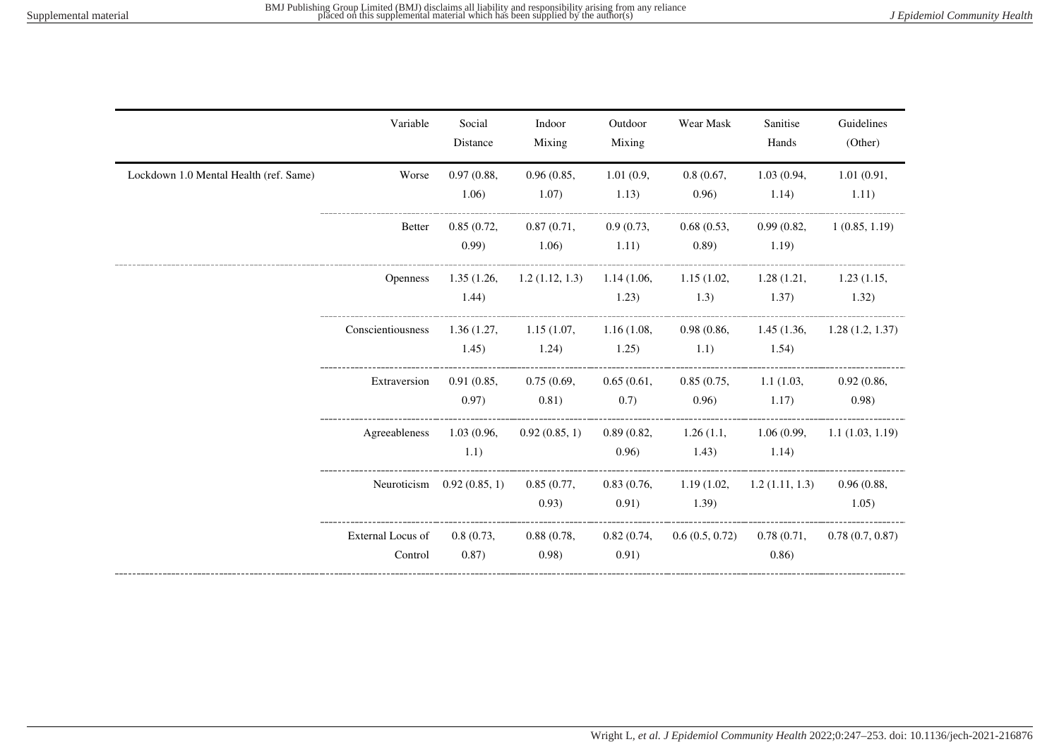| | Variable | Social Distance | Indoor Mixing | Outdoor Mixing | Wear Mask | Sanitise Hands | Guidelines (Other) |
|---|---|---|---|---|---|---|---|
| Lockdown 1.0 Mental Health (ref. Same) | Worse | 0.97 (0.88, 1.06) | 0.96 (0.85, 1.07) | 1.01 (0.9, 1.13) | 0.8 (0.67, 0.96) | 1.03 (0.94, 1.14) | 1.01 (0.91, 1.11) |
| | Better | 0.85 (0.72, 0.99) | 0.87 (0.71, 1.06) | 0.9 (0.73, 1.11) | 0.68 (0.53, 0.89) | 0.99 (0.82, 1.19) | 1 (0.85, 1.19) |
| | Openness | 1.35 (1.26, 1.44) | 1.2 (1.12, 1.3) | 1.14 (1.06, 1.23) | 1.15 (1.02, 1.3) | 1.28 (1.21, 1.37) | 1.23 (1.15, 1.32) |
| | Conscientiousness | 1.36 (1.27, 1.45) | 1.15 (1.07, 1.24) | 1.16 (1.08, 1.25) | 0.98 (0.86, 1.1) | 1.45 (1.36, 1.54) | 1.28 (1.2, 1.37) |
| | Extraversion | 0.91 (0.85, 0.97) | 0.75 (0.69, 0.81) | 0.65 (0.61, 0.7) | 0.85 (0.75, 0.96) | 1.1 (1.03, 1.17) | 0.92 (0.86, 0.98) |
| | Agreeableness | 1.03 (0.96, 1.1) | 0.92 (0.85, 1) | 0.89 (0.82, 0.96) | 1.26 (1.1, 1.43) | 1.06 (0.99, 1.14) | 1.1 (1.03, 1.19) |
| | Neuroticism | 0.92 (0.85, 1) | 0.85 (0.77, 0.93) | 0.83 (0.76, 0.91) | 1.19 (1.02, 1.39) | 1.2 (1.11, 1.3) | 0.96 (0.88, 1.05) |
| | External Locus of Control | 0.8 (0.73, 0.87) | 0.88 (0.78, 0.98) | 0.82 (0.74, 0.91) | 0.6 (0.5, 0.72) | 0.78 (0.71, 0.86) | 0.78 (0.7, 0.87) |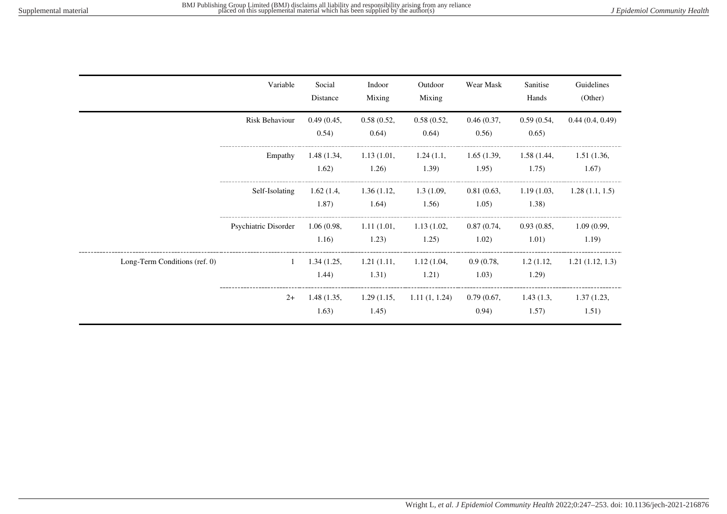| | Variable | Social Distance | Indoor Mixing | Outdoor Mixing | Wear Mask | Sanitise Hands | Guidelines (Other) |
|---|---|---|---|---|---|---|---|
| | Risk Behaviour | 0.49 (0.45, 0.54) | 0.58 (0.52, 0.64) | 0.58 (0.52, 0.64) | 0.46 (0.37, 0.56) | 0.59 (0.54, 0.65) | 0.44 (0.4, 0.49) |
| | Empathy | 1.48 (1.34, 1.62) | 1.13 (1.01, 1.26) | 1.24 (1.1, 1.39) | 1.65 (1.39, 1.95) | 1.58 (1.44, 1.75) | 1.51 (1.36, 1.67) |
| | Self-Isolating | 1.62 (1.4, 1.87) | 1.36 (1.12, 1.64) | 1.3 (1.09, 1.56) | 0.81 (0.63, 1.05) | 1.19 (1.03, 1.38) | 1.28 (1.1, 1.5) |
| | Psychiatric Disorder | 1.06 (0.98, 1.16) | 1.11 (1.01, 1.23) | 1.13 (1.02, 1.25) | 0.87 (0.74, 1.02) | 0.93 (0.85, 1.01) | 1.09 (0.99, 1.19) |
| Long-Term Conditions (ref. 0) | 1 | 1.34 (1.25, 1.44) | 1.21 (1.11, 1.31) | 1.12 (1.04, 1.21) | 0.9 (0.78, 1.03) | 1.2 (1.12, 1.29) | 1.21 (1.12, 1.3) |
| | 2+ | 1.48 (1.35, 1.63) | 1.29 (1.15, 1.45) | 1.11 (1, 1.24) | 0.79 (0.67, 0.94) | 1.43 (1.3, 1.57) | 1.37 (1.23, 1.51) |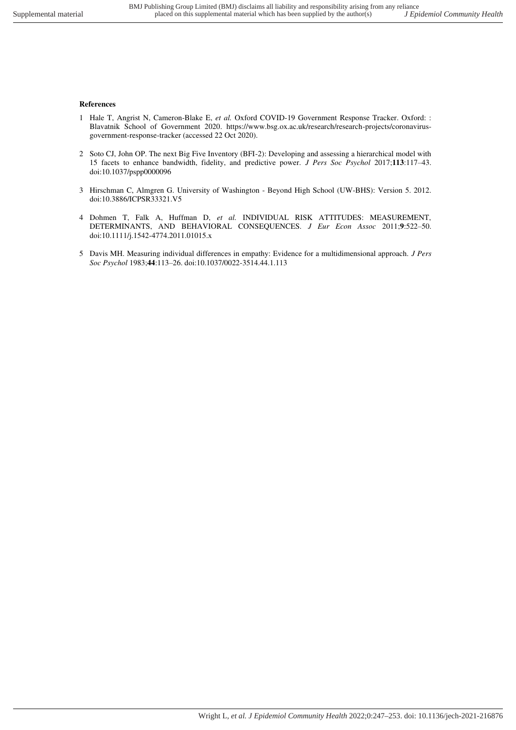**References**

1 Hale T, Angrist N, Cameron-Blake E, *et al.* Oxford COVID-19 Government Response Tracker. Oxford: : Blavatnik School of Government 2020. https://www.bsg.ox.ac.uk/research/research-projects/coronavirus-government-response-tracker (accessed 22 Oct 2020).

2 Soto CJ, John OP. The next Big Five Inventory (BFI-2): Developing and assessing a hierarchical model with 15 facets to enhance bandwidth, fidelity, and predictive power. *J Pers Soc Psychol* 2017;**113**:117–43. doi:10.1037/pspp0000096

3 Hirschman C, Almgren G. University of Washington - Beyond High School (UW-BHS): Version 5. 2012. doi:10.3886/ICPSR33321.V5

4 Dohmen T, Falk A, Huffman D, *et al.* INDIVIDUAL RISK ATTITUDES: MEASUREMENT, DETERMINANTS, AND BEHAVIORAL CONSEQUENCES. *J Eur Econ Assoc* 2011;**9**:522–50. doi:10.1111/j.1542-4774.2011.01015.x

5 Davis MH. Measuring individual differences in empathy: Evidence for a multidimensional approach. *J Pers Soc Psychol* 1983;**44**:113–26. doi:10.1037/0022-3514.44.1.113